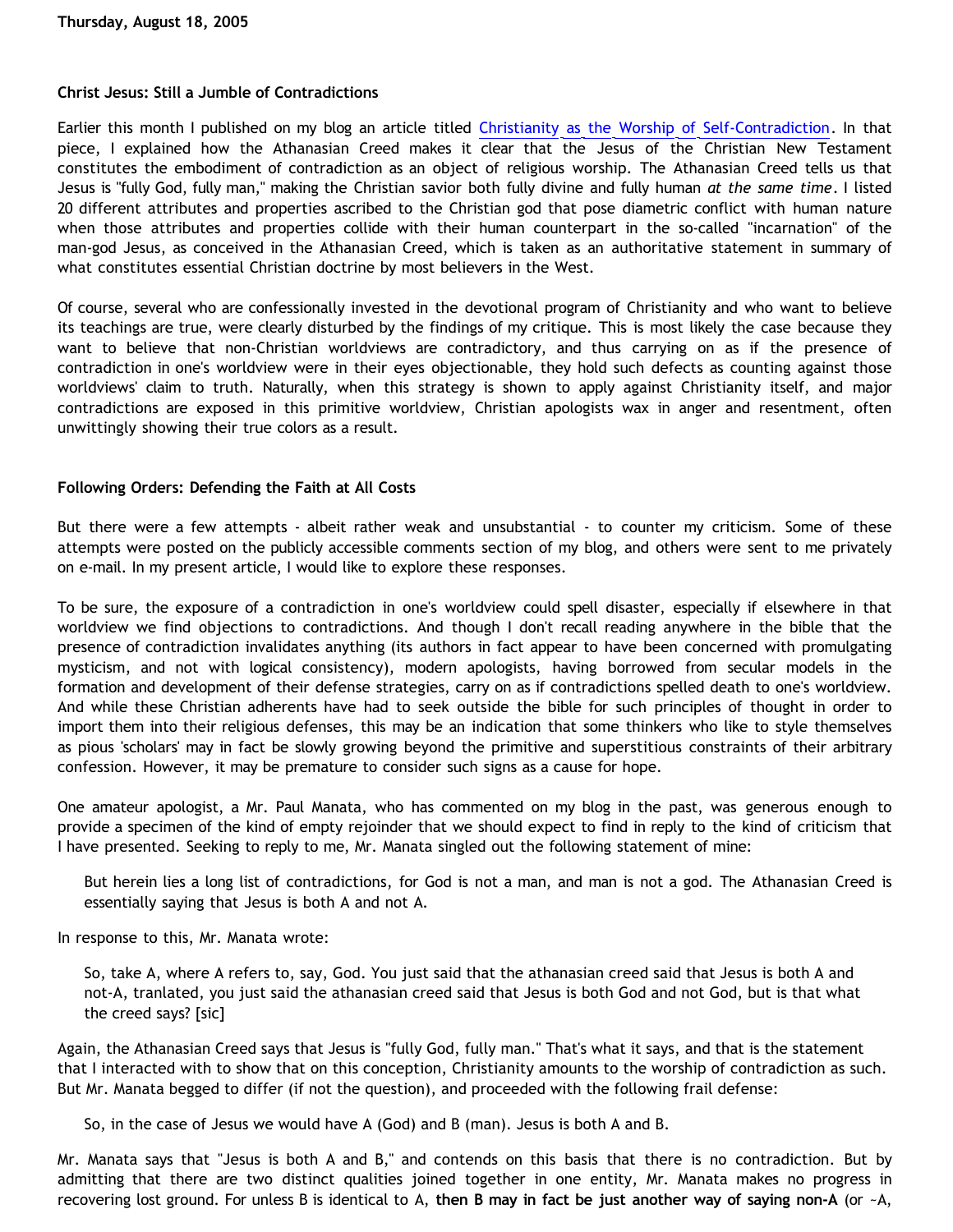**Thursday, August 18, 2005**

## Christ Jesus: Still a Jumble of Contradictions

Earlier this month I published on my blog an article titled [Christianity as the Worship of Self-Contradiction](). In that piece, I explained how the Athanasian Creed makes it clear that the Jesus of the Christian New Testament constitutes the embodiment of contradiction as an object of religious worship. The Athanasian Creed tells us that Jesus is "fully God, fully man," making the Christian savior both fully divine and fully human *at the same time*. I listed 20 different attributes and properties ascribed to the Christian god that pose diametric conflict with human nature when those attributes and properties collide with their human counterpart in the so-called "incarnation" of the man-god Jesus, as conceived in the Athanasian Creed, which is taken as an authoritative statement in summary of what constitutes essential Christian doctrine by most believers in the West.

Of course, several who are confessionally invested in the devotional program of Christianity and who want to believe its teachings are true, were clearly disturbed by the findings of my critique. This is most likely the case because they want to believe that non-Christian worldviews are contradictory, and thus carrying on as if the presence of contradiction in one's worldview were in their eyes objectionable, they hold such defects as counting against those worldviews' claim to truth. Naturally, when this strategy is shown to apply against Christianity itself, and major contradictions are exposed in this primitive worldview, Christian apologists wax in anger and resentment, often unwittingly showing their true colors as a result.

### Following Orders: Defending the Faith at All Costs

But there were a few attempts - albeit rather weak and unsubstantial - to counter my criticism. Some of these attempts were posted on the publicly accessible comments section of my blog, and others were sent to me privately on e-mail. In my present article, I would like to explore these responses.

To be sure, the exposure of a contradiction in one's worldview could spell disaster, especially if elsewhere in that worldview we find objections to contradictions. And though I don't recall reading anywhere in the bible that the presence of contradiction invalidates anything (its authors in fact appear to have been concerned with promulgating mysticism, and not with logical consistency), modern apologists, having borrowed from secular models in the formation and development of their defense strategies, carry on as if contradictions spelled death to one's worldview. And while these Christian adherents have had to seek outside the bible for such principles of thought in order to import them into their religious defenses, this may be an indication that some thinkers who like to style themselves as pious 'scholars' may in fact be slowly growing beyond the primitive and superstitious constraints of their arbitrary confession. However, it may be premature to consider such signs as a cause for hope.

One amateur apologist, a Mr. Paul Manata, who has commented on my blog in the past, was generous enough to provide a specimen of the kind of empty rejoinder that we should expect to find in reply to the kind of criticism that I have presented. Seeking to reply to me, Mr. Manata singled out the following statement of mine:

> But herein lies a long list of contradictions, for God is not a man, and man is not a god. The Athanasian Creed is essentially saying that Jesus is both A and not A.

In response to this, Mr. Manata wrote:

> So, take A, where A refers to, say, God. You just said that the athanasian creed said that Jesus is both A and not-A, tranlated, you just said the athanasian creed said that Jesus is both God and not God, but is that what the creed says? [sic]

Again, the Athanasian Creed says that Jesus is "fully God, fully man." That's what it says, and that is the statement that I interacted with to show that on this conception, Christianity amounts to the worship of contradiction as such. But Mr. Manata begged to differ (if not the question), and proceeded with the following frail defense:

> So, in the case of Jesus we would have A (God) and B (man). Jesus is both A and B.

Mr. Manata says that "Jesus is both A and B," and contends on this basis that there is no contradiction. But by admitting that there are two distinct qualities joined together in one entity, Mr. Manata makes no progress in recovering lost ground. For unless B is identical to A, **then B may in fact be just another way of saying non-A** (or ~A,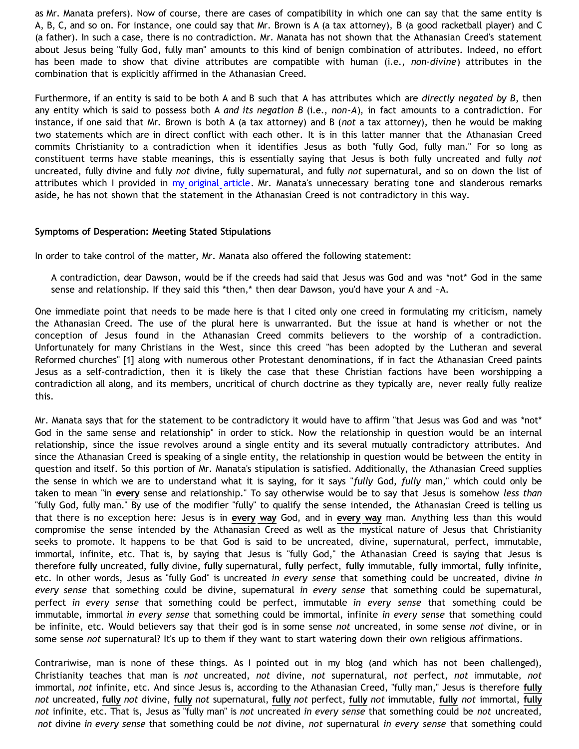as Mr. Manata prefers). Now of course, there are cases of compatibility in which one can say that the same entity is A, B, C, and so on. For instance, one could say that Mr. Brown is A (a tax attorney), B (a good racketball player) and C (a father). In such a case, there is no contradiction. Mr. Manata has not shown that the Athanasian Creed's statement about Jesus being "fully God, fully man" amounts to this kind of benign combination of attributes. Indeed, no effort has been made to show that divine attributes are compatible with human (i.e., *non-divine*) attributes in the combination that is explicitly affirmed in the Athanasian Creed.

Furthermore, if an entity is said to be both A and B such that A has attributes which are *directly negated by B*, then any entity which is said to possess both A *and its negation B* (i.e., *non-A*), in fact amounts to a contradiction. For instance, if one said that Mr. Brown is both A (a tax attorney) and B (*not* a tax attorney), then he would be making two statements which are in direct conflict with each other. It is in this latter manner that the Athanasian Creed commits Christianity to a contradiction when it identifies Jesus as both "fully God, fully man." For so long as constituent terms have stable meanings, this is essentially saying that Jesus is both fully uncreated and fully *not* uncreated, fully divine and fully *not* divine, fully supernatural, and fully *not* supernatural, and so on down the list of attributes which I provided in my original article. Mr. Manata's unnecessary berating tone and slanderous remarks aside, he has not shown that the statement in the Athanasian Creed is not contradictory in this way.

**Symptoms of Desperation: Meeting Stated Stipulations**

In order to take control of the matter, Mr. Manata also offered the following statement:

> A contradiction, dear Dawson, would be if the creeds had said that Jesus was God and was *not* God in the same sense and relationship. If they said this *then,* then dear Dawson, you'd have your A and ~A.

One immediate point that needs to be made here is that I cited only one creed in formulating my criticism, namely the Athanasian Creed. The use of the plural here is unwarranted. But the issue at hand is whether or not the conception of Jesus found in the Athanasian Creed commits believers to the worship of a contradiction. Unfortunately for many Christians in the West, since this creed "has been adopted by the Lutheran and several Reformed churches" [1] along with numerous other Protestant denominations, if in fact the Athanasian Creed paints Jesus as a self-contradiction, then it is likely the case that these Christian factions have been worshipping a contradiction all along, and its members, uncritical of church doctrine as they typically are, never really fully realize this.

Mr. Manata says that for the statement to be contradictory it would have to affirm "that Jesus was God and was *not* God in the same sense and relationship" in order to stick. Now the relationship in question would be an internal relationship, since the issue revolves around a single entity and its several mutually contradictory attributes. And since the Athanasian Creed is speaking of a single entity, the relationship in question would be between the entity in question and itself. So this portion of Mr. Manata's stipulation is satisfied. Additionally, the Athanasian Creed supplies the sense in which we are to understand what it is saying, for it says "*fully* God, *fully* man," which could only be taken to mean "in **every** sense and relationship." To say otherwise would be to say that Jesus is somehow *less than* "fully God, fully man." By use of the modifier "fully" to qualify the sense intended, the Athanasian Creed is telling us that there is no exception here: Jesus is in **every way** God, and in **every way** man. Anything less than this would compromise the sense intended by the Athanasian Creed as well as the mystical nature of Jesus that Christianity seeks to promote. It happens to be that God is said to be uncreated, divine, supernatural, perfect, immutable, immortal, infinite, etc. That is, by saying that Jesus is "fully God," the Athanasian Creed is saying that Jesus is therefore **fully** uncreated, **fully** divine, **fully** supernatural, **fully** perfect, **fully** immutable, **fully** immortal, **fully** infinite, etc. In other words, Jesus as "fully God" is uncreated *in every sense* that something could be uncreated, divine *in every sense* that something could be divine, supernatural *in every sense* that something could be supernatural, perfect *in every sense* that something could be perfect, immutable *in every sense* that something could be immutable, immortal *in every sense* that something could be immortal, infinite *in every sense* that something could be infinite, etc. Would believers say that their god is in some sense *not* uncreated, in some sense *not* divine, or in some sense *not* supernatural? It's up to them if they want to start watering down their own religious affirmations.

Contrariwise, man is none of these things. As I pointed out in my blog (and which has not been challenged), Christianity teaches that man is *not* uncreated, *not* divine, *not* supernatural, *not* perfect, *not* immutable, *not* immortal, *not* infinite, etc. And since Jesus is, according to the Athanasian Creed, "fully man," Jesus is therefore **fully** *not* uncreated, **fully** *not* divine, **fully** *not* supernatural, **fully** *not* perfect, **fully** *not* immutable, **fully** *not* immortal, **fully** *not* infinite, etc. That is, Jesus as "fully man" is *not* uncreated *in every sense* that something could be *not* uncreated, *not* divine *in every sense* that something could be *not* divine, *not* supernatural *in every sense* that something could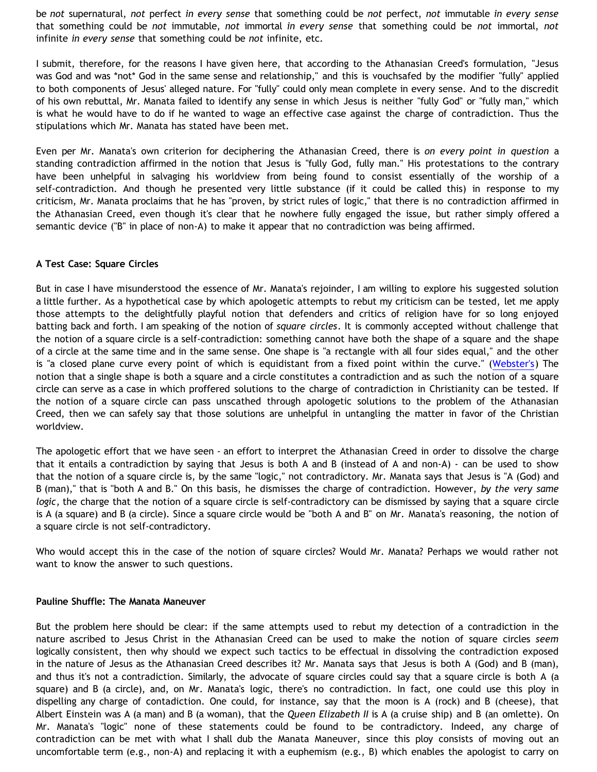be *not* supernatural, *not* perfect *in every sense* that something could be *not* perfect, *not* immutable *in every sense* that something could be *not* immutable, *not* immortal *in every sense* that something could be *not* immortal, *not* infinite *in every sense* that something could be *not* infinite, etc.

I submit, therefore, for the reasons I have given here, that according to the Athanasian Creed's formulation, "Jesus was God and was *not* God in the same sense and relationship," and this is vouchsafed by the modifier "fully" applied to both components of Jesus' alleged nature. For "fully" could only mean complete in every sense. And to the discredit of his own rebuttal, Mr. Manata failed to identify any sense in which Jesus is neither "fully God" or "fully man," which is what he would have to do if he wanted to wage an effective case against the charge of contradiction. Thus the stipulations which Mr. Manata has stated have been met.

Even per Mr. Manata's own criterion for deciphering the Athanasian Creed, there is *on every point in question* a standing contradiction affirmed in the notion that Jesus is "fully God, fully man." His protestations to the contrary have been unhelpful in salvaging his worldview from being found to consist essentially of the worship of a self-contradiction. And though he presented very little substance (if it could be called this) in response to my criticism, Mr. Manata proclaims that he has "proven, by strict rules of logic," that there is no contradiction affirmed in the Athanasian Creed, even though it's clear that he nowhere fully engaged the issue, but rather simply offered a semantic device ("B" in place of non-A) to make it appear that no contradiction was being affirmed.

**A Test Case: Square Circles**

But in case I have misunderstood the essence of Mr. Manata's rejoinder, I am willing to explore his suggested solution a little further. As a hypothetical case by which apologetic attempts to rebut my criticism can be tested, let me apply those attempts to the delightfully playful notion that defenders and critics of religion have for so long enjoyed batting back and forth. I am speaking of the notion of *square circles*. It is commonly accepted without challenge that the notion of a square circle is a self-contradiction: something cannot have both the shape of a square and the shape of a circle at the same time and in the same sense. One shape is "a rectangle with all four sides equal," and the other is "a closed plane curve every point of which is equidistant from a fixed point within the curve." (Webster's) The notion that a single shape is both a square and a circle constitutes a contradiction and as such the notion of a square circle can serve as a case in which proffered solutions to the charge of contradiction in Christianity can be tested. If the notion of a square circle can pass unscathed through apologetic solutions to the problem of the Athanasian Creed, then we can safely say that those solutions are unhelpful in untangling the matter in favor of the Christian worldview.

The apologetic effort that we have seen - an effort to interpret the Athanasian Creed in order to dissolve the charge that it entails a contradiction by saying that Jesus is both A and B (instead of A and non-A) - can be used to show that the notion of a square circle is, by the same "logic," not contradictory. Mr. Manata says that Jesus is "A (God) and B (man)," that is "both A and B." On this basis, he dismisses the charge of contradiction. However, *by the very same logic*, the charge that the notion of a square circle is self-contradictory can be dismissed by saying that a square circle is A (a square) and B (a circle). Since a square circle would be "both A and B" on Mr. Manata's reasoning, the notion of a square circle is not self-contradictory.

Who would accept this in the case of the notion of square circles? Would Mr. Manata? Perhaps we would rather not want to know the answer to such questions.

**Pauline Shuffle: The Manata Maneuver**

But the problem here should be clear: if the same attempts used to rebut my detection of a contradiction in the nature ascribed to Jesus Christ in the Athanasian Creed can be used to make the notion of square circles *seem* logically consistent, then why should we expect such tactics to be effectual in dissolving the contradiction exposed in the nature of Jesus as the Athanasian Creed describes it? Mr. Manata says that Jesus is both A (God) and B (man), and thus it's not a contradiction. Similarly, the advocate of square circles could say that a square circle is both A (a square) and B (a circle), and, on Mr. Manata's logic, there's no contradiction. In fact, one could use this ploy in dispelling any charge of contadiction. One could, for instance, say that the moon is A (rock) and B (cheese), that Albert Einstein was A (a man) and B (a woman), that the *Queen Elizabeth II* is A (a cruise ship) and B (an omlette). On Mr. Manata's "logic" none of these statements could be found to be contradictory. Indeed, any charge of contradiction can be met with what I shall dub the Manata Maneuver, since this ploy consists of moving out an uncomfortable term (e.g., non-A) and replacing it with a euphemism (e.g., B) which enables the apologist to carry on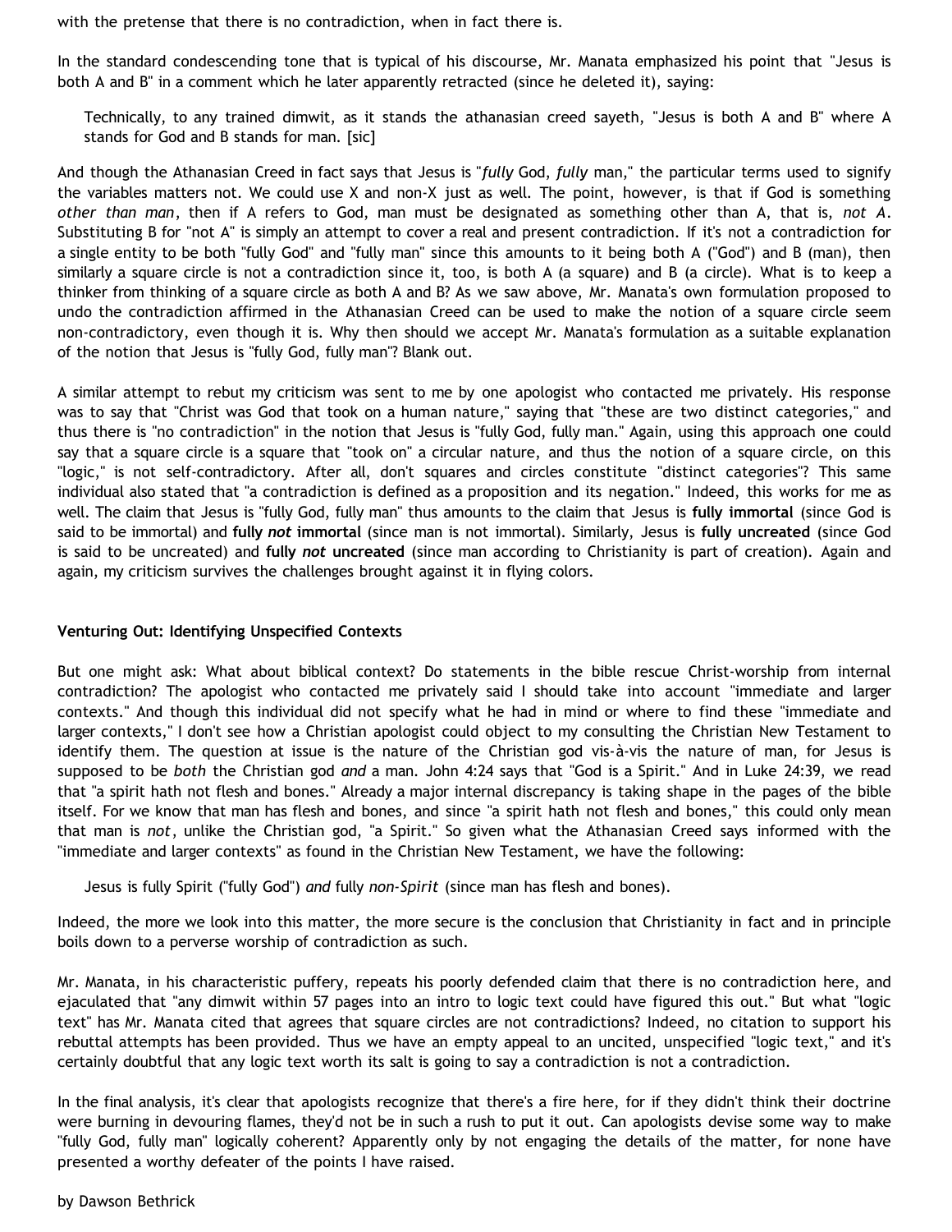with the pretense that there is no contradiction, when in fact there is.

In the standard condescending tone that is typical of his discourse, Mr. Manata emphasized his point that "Jesus is both A and B" in a comment which he later apparently retracted (since he deleted it), saying:

> Technically, to any trained dimwit, as it stands the athanasian creed sayeth, "Jesus is both A and B" where A stands for God and B stands for man. [sic]

And though the Athanasian Creed in fact says that Jesus is "*fully* God, *fully* man," the particular terms used to signify the variables matters not. We could use X and non-X just as well. The point, however, is that if God is something *other than man*, then if A refers to God, man must be designated as something other than A, that is, *not A*. Substituting B for "not A" is simply an attempt to cover a real and present contradiction. If it's not a contradiction for a single entity to be both "fully God" and "fully man" since this amounts to it being both A ("God") and B (man), then similarly a square circle is not a contradiction since it, too, is both A (a square) and B (a circle). What is to keep a thinker from thinking of a square circle as both A and B? As we saw above, Mr. Manata's own formulation proposed to undo the contradiction affirmed in the Athanasian Creed can be used to make the notion of a square circle seem non-contradictory, even though it is. Why then should we accept Mr. Manata's formulation as a suitable explanation of the notion that Jesus is "fully God, fully man"? Blank out.

A similar attempt to rebut my criticism was sent to me by one apologist who contacted me privately. His response was to say that "Christ was God that took on a human nature," saying that "these are two distinct categories," and thus there is "no contradiction" in the notion that Jesus is "fully God, fully man." Again, using this approach one could say that a square circle is a square that "took on" a circular nature, and thus the notion of a square circle, on this "logic," is not self-contradictory. After all, don't squares and circles constitute "distinct categories"? This same individual also stated that "a contradiction is defined as a proposition and its negation." Indeed, this works for me as well. The claim that Jesus is "fully God, fully man" thus amounts to the claim that Jesus is **fully immortal** (since God is said to be immortal) and **fully *not* immortal** (since man is not immortal). Similarly, Jesus is **fully uncreated** (since God is said to be uncreated) and **fully *not* uncreated** (since man according to Christianity is part of creation). Again and again, my criticism survives the challenges brought against it in flying colors.

### Venturing Out: Identifying Unspecified Contexts

But one might ask: What about biblical context? Do statements in the bible rescue Christ-worship from internal contradiction? The apologist who contacted me privately said I should take into account "immediate and larger contexts." And though this individual did not specify what he had in mind or where to find these "immediate and larger contexts," I don't see how a Christian apologist could object to my consulting the Christian New Testament to identify them. The question at issue is the nature of the Christian god vis-à-vis the nature of man, for Jesus is supposed to be *both* the Christian god *and* a man. John 4:24 says that "God is a Spirit." And in Luke 24:39, we read that "a spirit hath not flesh and bones." Already a major internal discrepancy is taking shape in the pages of the bible itself. For we know that man has flesh and bones, and since "a spirit hath not flesh and bones," this could only mean that man is *not*, unlike the Christian god, "a Spirit." So given what the Athanasian Creed says informed with the "immediate and larger contexts" as found in the Christian New Testament, we have the following:

> Jesus is fully Spirit ("fully God") *and* fully *non-Spirit* (since man has flesh and bones).

Indeed, the more we look into this matter, the more secure is the conclusion that Christianity in fact and in principle boils down to a perverse worship of contradiction as such.

Mr. Manata, in his characteristic puffery, repeats his poorly defended claim that there is no contradiction here, and ejaculated that "any dimwit within 57 pages into an intro to logic text could have figured this out." But what "logic text" has Mr. Manata cited that agrees that square circles are not contradictions? Indeed, no citation to support his rebuttal attempts has been provided. Thus we have an empty appeal to an uncited, unspecified "logic text," and it's certainly doubtful that any logic text worth its salt is going to say a contradiction is not a contradiction.

In the final analysis, it's clear that apologists recognize that there's a fire here, for if they didn't think their doctrine were burning in devouring flames, they'd not be in such a rush to put it out. Can apologists devise some way to make "fully God, fully man" logically coherent? Apparently only by not engaging the details of the matter, for none have presented a worthy defeater of the points I have raised.

by Dawson Bethrick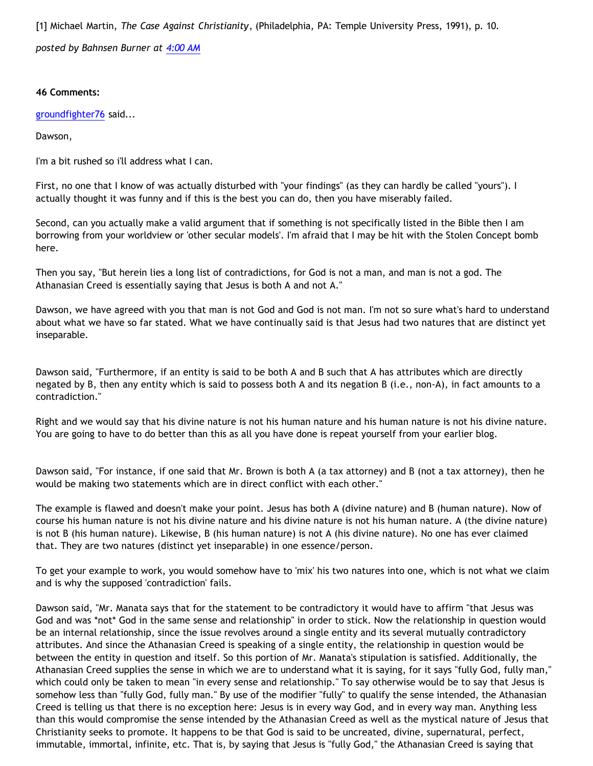[1] Michael Martin, *The Case Against Christianity*, (Philadelphia, PA: Temple University Press, 1991), p. 10.

*posted by Bahnsen Burner at 4:00 AM*

**46 Comments:**

groundfighter76 said...

Dawson,

I'm a bit rushed so i'll address what I can.

First, no one that I know of was actually disturbed with "your findings" (as they can hardly be called "yours"). I actually thought it was funny and if this is the best you can do, then you have miserably failed.

Second, can you actually make a valid argument that if something is not specifically listed in the Bible then I am borrowing from your worldview or 'other secular models'. I'm afraid that I may be hit with the Stolen Concept bomb here.

Then you say, "But herein lies a long list of contradictions, for God is not a man, and man is not a god. The Athanasian Creed is essentially saying that Jesus is both A and not A."

Dawson, we have agreed with you that man is not God and God is not man. I'm not so sure what's hard to understand about what we have so far stated. What we have continually said is that Jesus had two natures that are distinct yet inseparable.

Dawson said, "Furthermore, if an entity is said to be both A and B such that A has attributes which are directly negated by B, then any entity which is said to possess both A and its negation B (i.e., non-A), in fact amounts to a contradiction."

Right and we would say that his divine nature is not his human nature and his human nature is not his divine nature. You are going to have to do better than this as all you have done is repeat yourself from your earlier blog.

Dawson said, "For instance, if one said that Mr. Brown is both A (a tax attorney) and B (not a tax attorney), then he would be making two statements which are in direct conflict with each other."

The example is flawed and doesn't make your point. Jesus has both A (divine nature) and B (human nature). Now of course his human nature is not his divine nature and his divine nature is not his human nature. A (the divine nature) is not B (his human nature). Likewise, B (his human nature) is not A (his divine nature). No one has ever claimed that. They are two natures (distinct yet inseparable) in one essence/person.

To get your example to work, you would somehow have to 'mix' his two natures into one, which is not what we claim and is why the supposed 'contradiction' fails.

Dawson said, "Mr. Manata says that for the statement to be contradictory it would have to affirm "that Jesus was God and was *not* God in the same sense and relationship" in order to stick. Now the relationship in question would be an internal relationship, since the issue revolves around a single entity and its several mutually contradictory attributes. And since the Athanasian Creed is speaking of a single entity, the relationship in question would be between the entity in question and itself. So this portion of Mr. Manata's stipulation is satisfied. Additionally, the Athanasian Creed supplies the sense in which we are to understand what it is saying, for it says "fully God, fully man," which could only be taken to mean "in every sense and relationship." To say otherwise would be to say that Jesus is somehow less than "fully God, fully man." By use of the modifier "fully" to qualify the sense intended, the Athanasian Creed is telling us that there is no exception here: Jesus is in every way God, and in every way man. Anything less than this would compromise the sense intended by the Athanasian Creed as well as the mystical nature of Jesus that Christianity seeks to promote. It happens to be that God is said to be uncreated, divine, supernatural, perfect, immutable, immortal, infinite, etc. That is, by saying that Jesus is "fully God," the Athanasian Creed is saying that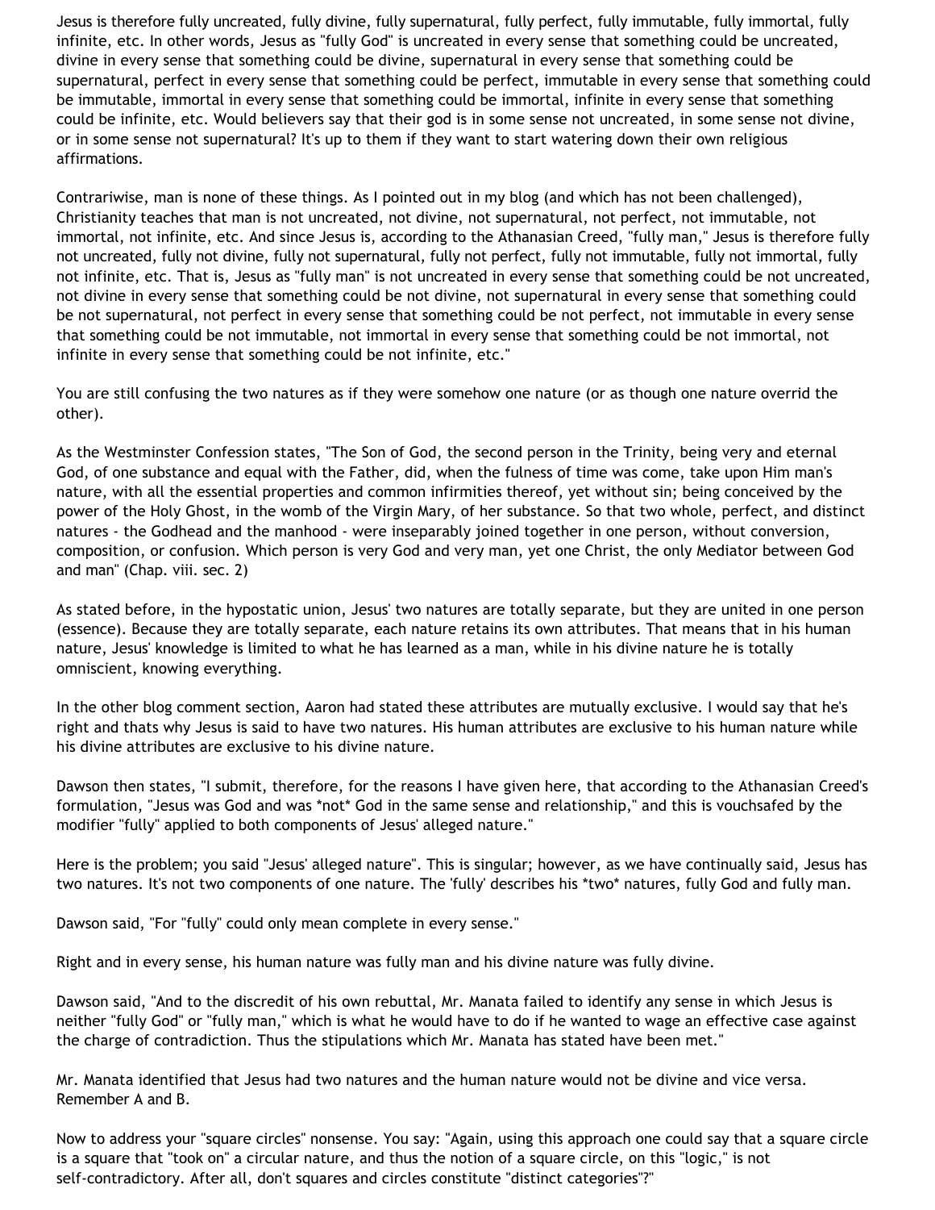Jesus is therefore fully uncreated, fully divine, fully supernatural, fully perfect, fully immutable, fully immortal, fully infinite, etc. In other words, Jesus as "fully God" is uncreated in every sense that something could be uncreated, divine in every sense that something could be divine, supernatural in every sense that something could be supernatural, perfect in every sense that something could be perfect, immutable in every sense that something could be immutable, immortal in every sense that something could be immortal, infinite in every sense that something could be infinite, etc. Would believers say that their god is in some sense not uncreated, in some sense not divine, or in some sense not supernatural? It's up to them if they want to start watering down their own religious affirmations.

Contrariwise, man is none of these things. As I pointed out in my blog (and which has not been challenged), Christianity teaches that man is not uncreated, not divine, not supernatural, not perfect, not immutable, not immortal, not infinite, etc. And since Jesus is, according to the Athanasian Creed, "fully man," Jesus is therefore fully not uncreated, fully not divine, fully not supernatural, fully not perfect, fully not immutable, fully not immortal, fully not infinite, etc. That is, Jesus as "fully man" is not uncreated in every sense that something could be not uncreated, not divine in every sense that something could be not divine, not supernatural in every sense that something could be not supernatural, not perfect in every sense that something could be not perfect, not immutable in every sense that something could be not immutable, not immortal in every sense that something could be not immortal, not infinite in every sense that something could be not infinite, etc."

You are still confusing the two natures as if they were somehow one nature (or as though one nature overrid the other).

As the Westminster Confession states, "The Son of God, the second person in the Trinity, being very and eternal God, of one substance and equal with the Father, did, when the fulness of time was come, take upon Him man's nature, with all the essential properties and common infirmities thereof, yet without sin; being conceived by the power of the Holy Ghost, in the womb of the Virgin Mary, of her substance. So that two whole, perfect, and distinct natures - the Godhead and the manhood - were inseparably joined together in one person, without conversion, composition, or confusion. Which person is very God and very man, yet one Christ, the only Mediator between God and man" (Chap. viii. sec. 2)

As stated before, in the hypostatic union, Jesus' two natures are totally separate, but they are united in one person (essence). Because they are totally separate, each nature retains its own attributes. That means that in his human nature, Jesus' knowledge is limited to what he has learned as a man, while in his divine nature he is totally omniscient, knowing everything.

In the other blog comment section, Aaron had stated these attributes are mutually exclusive. I would say that he's right and thats why Jesus is said to have two natures. His human attributes are exclusive to his human nature while his divine attributes are exclusive to his divine nature.

Dawson then states, "I submit, therefore, for the reasons I have given here, that according to the Athanasian Creed's formulation, "Jesus was God and was *not* God in the same sense and relationship," and this is vouchsafed by the modifier "fully" applied to both components of Jesus' alleged nature."

Here is the problem; you said "Jesus' alleged nature". This is singular; however, as we have continually said, Jesus has two natures. It's not two components of one nature. The 'fully' describes his *two* natures, fully God and fully man.

Dawson said, "For "fully" could only mean complete in every sense."

Right and in every sense, his human nature was fully man and his divine nature was fully divine.

Dawson said, "And to the discredit of his own rebuttal, Mr. Manata failed to identify any sense in which Jesus is neither "fully God" or "fully man," which is what he would have to do if he wanted to wage an effective case against the charge of contradiction. Thus the stipulations which Mr. Manata has stated have been met."

Mr. Manata identified that Jesus had two natures and the human nature would not be divine and vice versa. Remember A and B.

Now to address your "square circles" nonsense. You say: "Again, using this approach one could say that a square circle is a square that "took on" a circular nature, and thus the notion of a square circle, on this "logic," is not self-contradictory. After all, don't squares and circles constitute "distinct categories"?"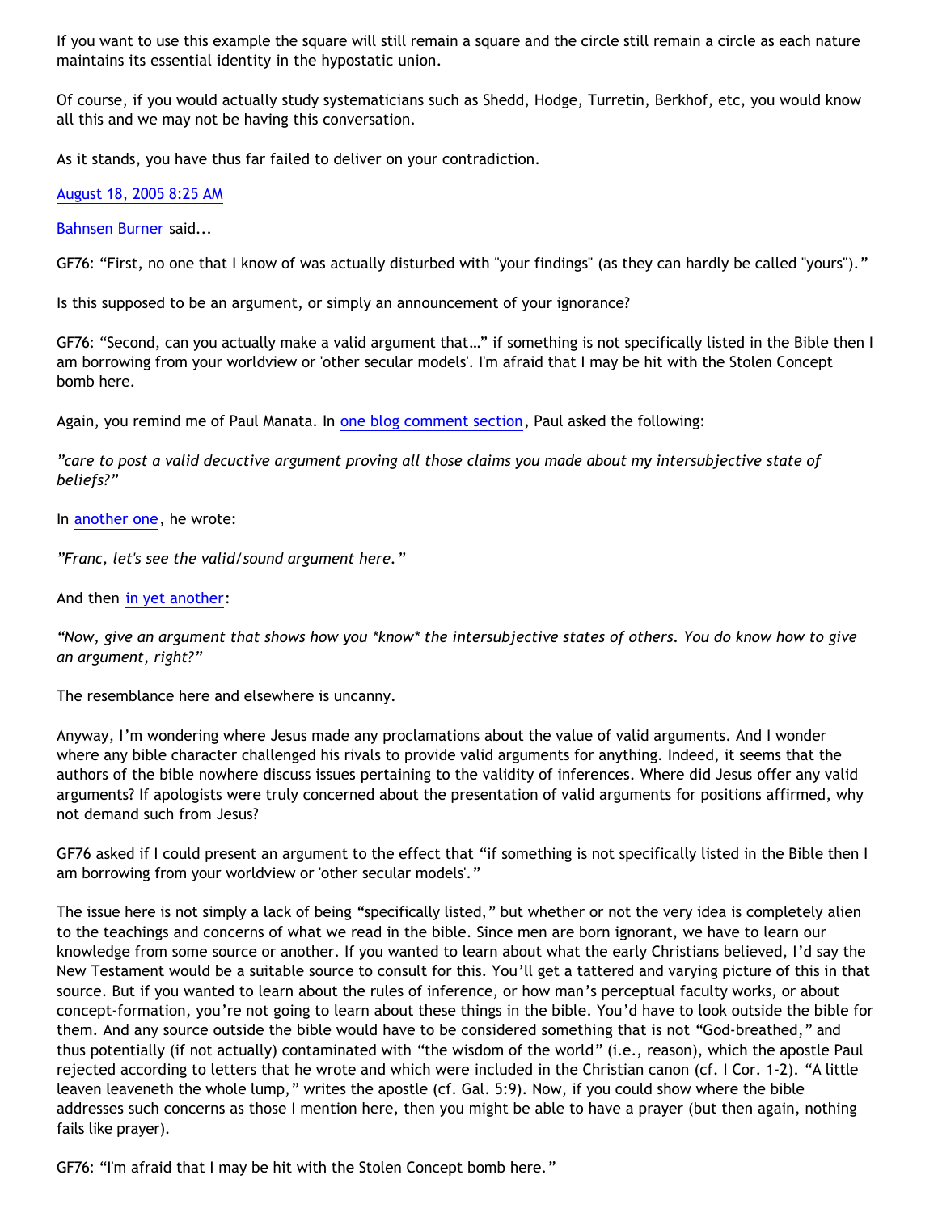If you want to use this example the square will still remain a square and the circle still remain a circle as each nature maintains its essential identity in the hypostatic union.

Of course, if you would actually study systematicians such as Shedd, Hodge, Turretin, Berkhof, etc, you would know all this and we may not be having this conversation.

As it stands, you have thus far failed to deliver on your contradiction.

August 18, 2005 8:25 AM

Bahnsen Burner said...

GF76: “First, no one that I know of was actually disturbed with "your findings" (as they can hardly be called "yours").”

Is this supposed to be an argument, or simply an announcement of your ignorance?

GF76: “Second, can you actually make a valid argument that…” if something is not specifically listed in the Bible then I am borrowing from your worldview or 'other secular models'. I'm afraid that I may be hit with the Stolen Concept bomb here.

Again, you remind me of Paul Manata. In one blog comment section, Paul asked the following:

*”care to post a valid decuctive argument proving all those claims you made about my intersubjective state of beliefs?”*

In another one, he wrote:

*”Franc, let's see the valid/sound argument here.”*

And then in yet another:

*“Now, give an argument that shows how you *know* the intersubjective states of others. You do know how to give an argument, right?”*

The resemblance here and elsewhere is uncanny.

Anyway, I’m wondering where Jesus made any proclamations about the value of valid arguments. And I wonder where any bible character challenged his rivals to provide valid arguments for anything. Indeed, it seems that the authors of the bible nowhere discuss issues pertaining to the validity of inferences. Where did Jesus offer any valid arguments? If apologists were truly concerned about the presentation of valid arguments for positions affirmed, why not demand such from Jesus?

GF76 asked if I could present an argument to the effect that “if something is not specifically listed in the Bible then I am borrowing from your worldview or 'other secular models'.”

The issue here is not simply a lack of being “specifically listed,” but whether or not the very idea is completely alien to the teachings and concerns of what we read in the bible. Since men are born ignorant, we have to learn our knowledge from some source or another. If you wanted to learn about what the early Christians believed, I’d say the New Testament would be a suitable source to consult for this. You’ll get a tattered and varying picture of this in that source. But if you wanted to learn about the rules of inference, or how man’s perceptual faculty works, or about concept-formation, you’re not going to learn about these things in the bible. You’d have to look outside the bible for them. And any source outside the bible would have to be considered something that is not “God-breathed,” and thus potentially (if not actually) contaminated with “the wisdom of the world” (i.e., reason), which the apostle Paul rejected according to letters that he wrote and which were included in the Christian canon (cf. I Cor. 1-2). “A little leaven leaveneth the whole lump,” writes the apostle (cf. Gal. 5:9). Now, if you could show where the bible addresses such concerns as those I mention here, then you might be able to have a prayer (but then again, nothing fails like prayer).

GF76: “I'm afraid that I may be hit with the Stolen Concept bomb here.”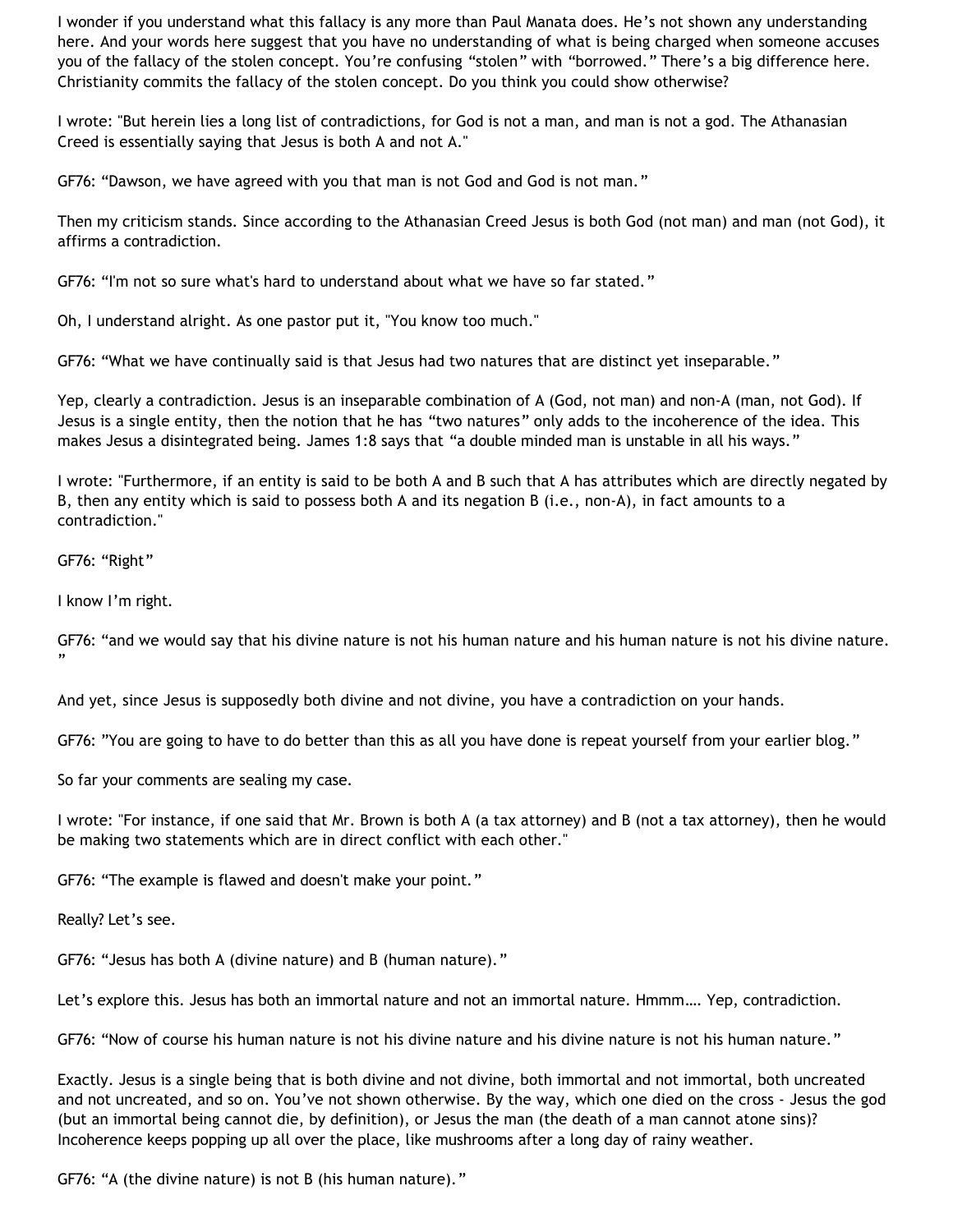I wonder if you understand what this fallacy is any more than Paul Manata does. He's not shown any understanding here. And your words here suggest that you have no understanding of what is being charged when someone accuses you of the fallacy of the stolen concept. You're confusing "stolen" with "borrowed." There's a big difference here. Christianity commits the fallacy of the stolen concept. Do you think you could show otherwise?

I wrote: "But herein lies a long list of contradictions, for God is not a man, and man is not a god. The Athanasian Creed is essentially saying that Jesus is both A and not A."

GF76: "Dawson, we have agreed with you that man is not God and God is not man."

Then my criticism stands. Since according to the Athanasian Creed Jesus is both God (not man) and man (not God), it affirms a contradiction.

GF76: "I'm not so sure what's hard to understand about what we have so far stated."

Oh, I understand alright. As one pastor put it, "You know too much."

GF76: "What we have continually said is that Jesus had two natures that are distinct yet inseparable."

Yep, clearly a contradiction. Jesus is an inseparable combination of A (God, not man) and non-A (man, not God). If Jesus is a single entity, then the notion that he has "two natures" only adds to the incoherence of the idea. This makes Jesus a disintegrated being. James 1:8 says that "a double minded man is unstable in all his ways."

I wrote: "Furthermore, if an entity is said to be both A and B such that A has attributes which are directly negated by B, then any entity which is said to possess both A and its negation B (i.e., non-A), in fact amounts to a contradiction."

GF76: "Right"

I know I'm right.

GF76: "and we would say that his divine nature is not his human nature and his human nature is not his divine nature."

And yet, since Jesus is supposedly both divine and not divine, you have a contradiction on your hands.

GF76: "You are going to have to do better than this as all you have done is repeat yourself from your earlier blog."

So far your comments are sealing my case.

I wrote: "For instance, if one said that Mr. Brown is both A (a tax attorney) and B (not a tax attorney), then he would be making two statements which are in direct conflict with each other."

GF76: "The example is flawed and doesn't make your point."

Really? Let's see.

GF76: "Jesus has both A (divine nature) and B (human nature)."

Let's explore this. Jesus has both an immortal nature and not an immortal nature. Hmmm…. Yep, contradiction.

GF76: "Now of course his human nature is not his divine nature and his divine nature is not his human nature."

Exactly. Jesus is a single being that is both divine and not divine, both immortal and not immortal, both uncreated and not uncreated, and so on. You've not shown otherwise. By the way, which one died on the cross - Jesus the god (but an immortal being cannot die, by definition), or Jesus the man (the death of a man cannot atone sins)? Incoherence keeps popping up all over the place, like mushrooms after a long day of rainy weather.

GF76: "A (the divine nature) is not B (his human nature)."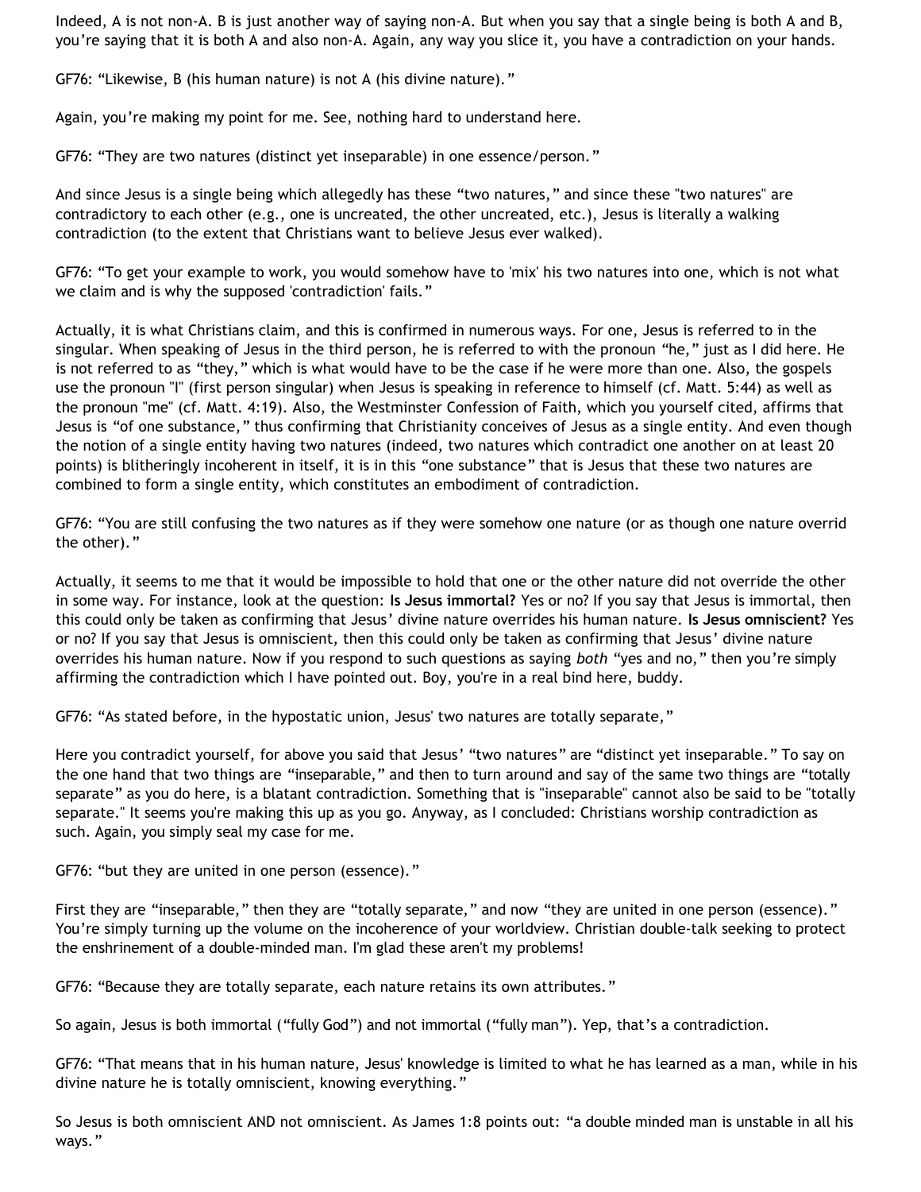Indeed, A is not non-A. B is just another way of saying non-A. But when you say that a single being is both A and B, you're saying that it is both A and also non-A. Again, any way you slice it, you have a contradiction on your hands.

GF76: "Likewise, B (his human nature) is not A (his divine nature)."

Again, you're making my point for me. See, nothing hard to understand here.

GF76: "They are two natures (distinct yet inseparable) in one essence/person."

And since Jesus is a single being which allegedly has these "two natures," and since these "two natures" are contradictory to each other (e.g., one is uncreated, the other uncreated, etc.), Jesus is literally a walking contradiction (to the extent that Christians want to believe Jesus ever walked).

GF76: "To get your example to work, you would somehow have to 'mix' his two natures into one, which is not what we claim and is why the supposed 'contradiction' fails."

Actually, it is what Christians claim, and this is confirmed in numerous ways. For one, Jesus is referred to in the singular. When speaking of Jesus in the third person, he is referred to with the pronoun "he," just as I did here. He is not referred to as "they," which is what would have to be the case if he were more than one. Also, the gospels use the pronoun "I" (first person singular) when Jesus is speaking in reference to himself (cf. Matt. 5:44) as well as the pronoun "me" (cf. Matt. 4:19). Also, the Westminster Confession of Faith, which you yourself cited, affirms that Jesus is "of one substance," thus confirming that Christianity conceives of Jesus as a single entity. And even though the notion of a single entity having two natures (indeed, two natures which contradict one another on at least 20 points) is blitheringly incoherent in itself, it is in this "one substance" that is Jesus that these two natures are combined to form a single entity, which constitutes an embodiment of contradiction.

GF76: "You are still confusing the two natures as if they were somehow one nature (or as though one nature overrid the other)."

Actually, it seems to me that it would be impossible to hold that one or the other nature did not override the other in some way. For instance, look at the question: **Is Jesus immortal?** Yes or no? If you say that Jesus is immortal, then this could only be taken as confirming that Jesus' divine nature overrides his human nature. **Is Jesus omniscient?** Yes or no? If you say that Jesus is omniscient, then this could only be taken as confirming that Jesus' divine nature overrides his human nature. Now if you respond to such questions as saying *both* "yes and no," then you're simply affirming the contradiction which I have pointed out. Boy, you're in a real bind here, buddy.

GF76: "As stated before, in the hypostatic union, Jesus' two natures are totally separate,"

Here you contradict yourself, for above you said that Jesus' "two natures" are "distinct yet inseparable." To say on the one hand that two things are "inseparable," and then to turn around and say of the same two things are "totally separate" as you do here, is a blatant contradiction. Something that is "inseparable" cannot also be said to be "totally separate." It seems you're making this up as you go. Anyway, as I concluded: Christians worship contradiction as such. Again, you simply seal my case for me.

GF76: "but they are united in one person (essence)."

First they are "inseparable," then they are "totally separate," and now "they are united in one person (essence)." You're simply turning up the volume on the incoherence of your worldview. Christian double-talk seeking to protect the enshrinement of a double-minded man. I'm glad these aren't my problems!

GF76: "Because they are totally separate, each nature retains its own attributes."

So again, Jesus is both immortal ("fully God") and not immortal ("fully man"). Yep, that's a contradiction.

GF76: "That means that in his human nature, Jesus' knowledge is limited to what he has learned as a man, while in his divine nature he is totally omniscient, knowing everything."

So Jesus is both omniscient AND not omniscient. As James 1:8 points out: "a double minded man is unstable in all his ways."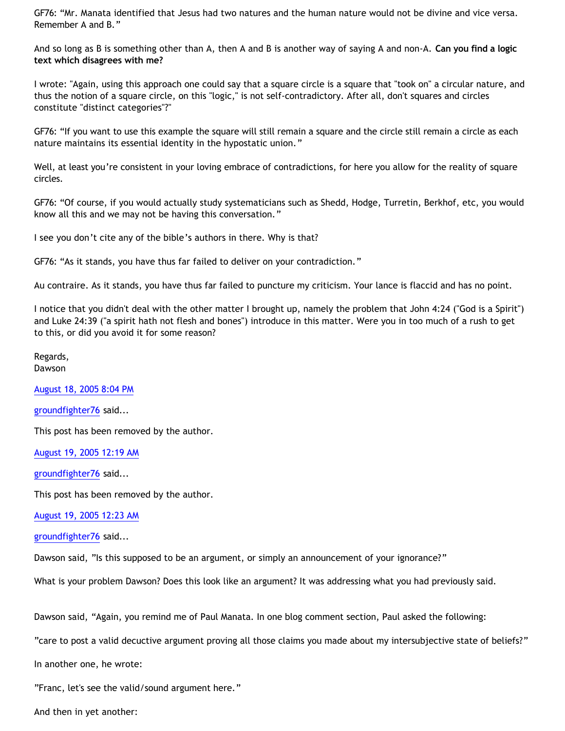GF76: "Mr. Manata identified that Jesus had two natures and the human nature would not be divine and vice versa. Remember A and B."

And so long as B is something other than A, then A and B is another way of saying A and non-A. **Can you find a logic text which disagrees with me?**

I wrote: "Again, using this approach one could say that a square circle is a square that "took on" a circular nature, and thus the notion of a square circle, on this "logic," is not self-contradictory. After all, don't squares and circles constitute "distinct categories"?"

GF76: "If you want to use this example the square will still remain a square and the circle still remain a circle as each nature maintains its essential identity in the hypostatic union."

Well, at least you're consistent in your loving embrace of contradictions, for here you allow for the reality of square circles.

GF76: "Of course, if you would actually study systematicians such as Shedd, Hodge, Turretin, Berkhof, etc, you would know all this and we may not be having this conversation."

I see you don't cite any of the bible's authors in there. Why is that?

GF76: "As it stands, you have thus far failed to deliver on your contradiction."

Au contraire. As it stands, you have thus far failed to puncture my criticism. Your lance is flaccid and has no point.

I notice that you didn't deal with the other matter I brought up, namely the problem that John 4:24 ("God is a Spirit") and Luke 24:39 ("a spirit hath not flesh and bones") introduce in this matter. Were you in too much of a rush to get to this, or did you avoid it for some reason?

Regards,
Dawson

August 18, 2005 8:04 PM

groundfighter76 said...

This post has been removed by the author.

August 19, 2005 12:19 AM

groundfighter76 said...

This post has been removed by the author.

August 19, 2005 12:23 AM

groundfighter76 said...

Dawson said, "Is this supposed to be an argument, or simply an announcement of your ignorance?"

What is your problem Dawson? Does this look like an argument? It was addressing what you had previously said.

Dawson said, "Again, you remind me of Paul Manata. In one blog comment section, Paul asked the following:

"care to post a valid decuctive argument proving all those claims you made about my intersubjective state of beliefs?"

In another one, he wrote:

"Franc, let's see the valid/sound argument here."

And then in yet another: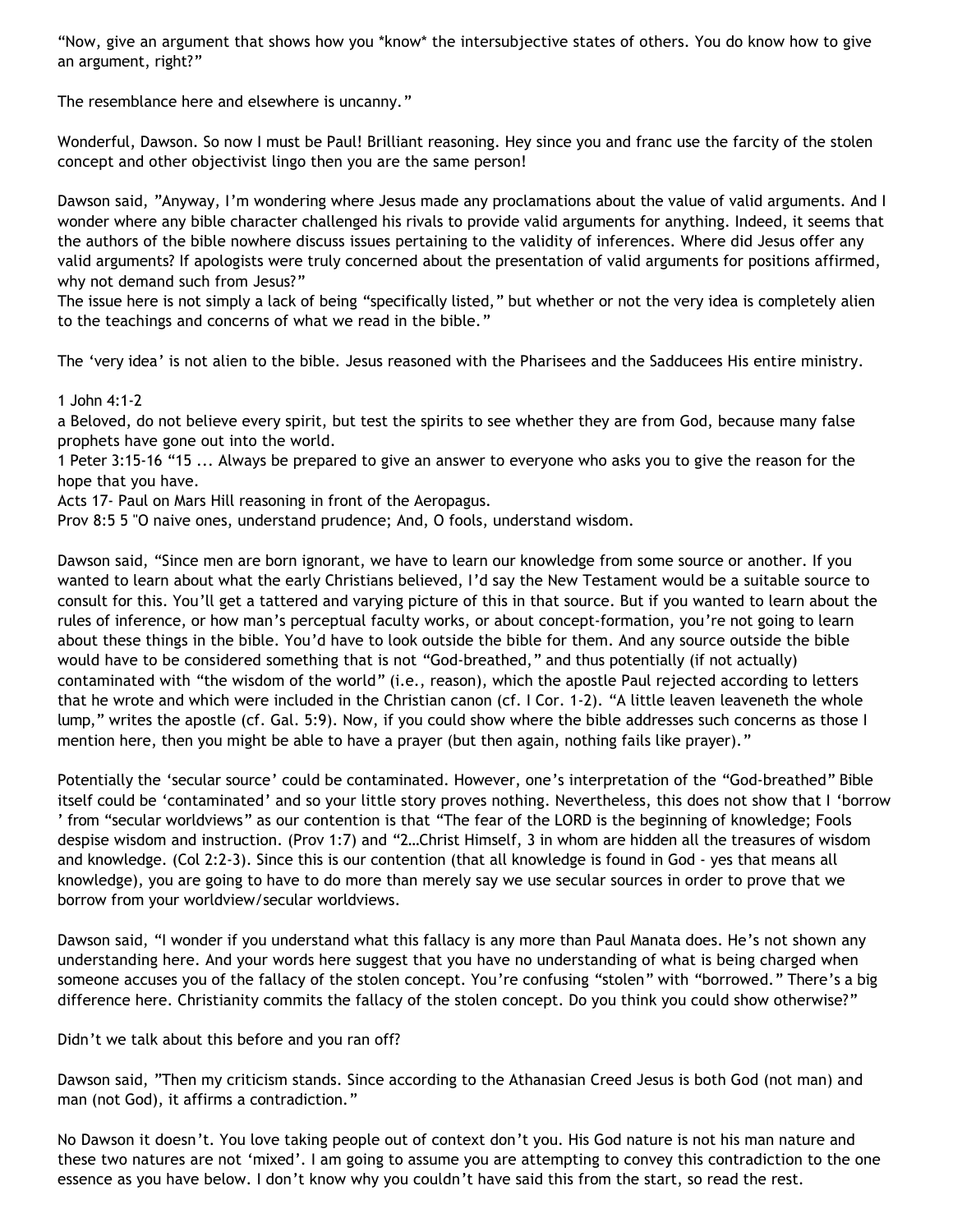"Now, give an argument that shows how you *know* the intersubjective states of others. You do know how to give an argument, right?"

The resemblance here and elsewhere is uncanny."

Wonderful, Dawson. So now I must be Paul! Brilliant reasoning. Hey since you and franc use the farcity of the stolen concept and other objectivist lingo then you are the same person!

Dawson said, "Anyway, I'm wondering where Jesus made any proclamations about the value of valid arguments. And I wonder where any bible character challenged his rivals to provide valid arguments for anything. Indeed, it seems that the authors of the bible nowhere discuss issues pertaining to the validity of inferences. Where did Jesus offer any valid arguments? If apologists were truly concerned about the presentation of valid arguments for positions affirmed, why not demand such from Jesus?"
The issue here is not simply a lack of being "specifically listed," but whether or not the very idea is completely alien to the teachings and concerns of what we read in the bible."

The 'very idea' is not alien to the bible. Jesus reasoned with the Pharisees and the Sadducees His entire ministry.

1 John 4:1-2
a Beloved, do not believe every spirit, but test the spirits to see whether they are from God, because many false prophets have gone out into the world.
1 Peter 3:15-16 "15 ... Always be prepared to give an answer to everyone who asks you to give the reason for the hope that you have.
Acts 17- Paul on Mars Hill reasoning in front of the Aeropagus.
Prov 8:5 5 "O naive ones, understand prudence; And, O fools, understand wisdom.

Dawson said, "Since men are born ignorant, we have to learn our knowledge from some source or another. If you wanted to learn about what the early Christians believed, I'd say the New Testament would be a suitable source to consult for this. You'll get a tattered and varying picture of this in that source. But if you wanted to learn about the rules of inference, or how man's perceptual faculty works, or about concept-formation, you're not going to learn about these things in the bible. You'd have to look outside the bible for them. And any source outside the bible would have to be considered something that is not "God-breathed," and thus potentially (if not actually) contaminated with "the wisdom of the world" (i.e., reason), which the apostle Paul rejected according to letters that he wrote and which were included in the Christian canon (cf. I Cor. 1-2). "A little leaven leaveneth the whole lump," writes the apostle (cf. Gal. 5:9). Now, if you could show where the bible addresses such concerns as those I mention here, then you might be able to have a prayer (but then again, nothing fails like prayer)."

Potentially the 'secular source' could be contaminated. However, one's interpretation of the "God-breathed" Bible itself could be 'contaminated' and so your little story proves nothing. Nevertheless, this does not show that I 'borrow ' from "secular worldviews" as our contention is that "The fear of the LORD is the beginning of knowledge; Fools despise wisdom and instruction. (Prov 1:7) and "2…Christ Himself, 3 in whom are hidden all the treasures of wisdom and knowledge. (Col 2:2-3). Since this is our contention (that all knowledge is found in God - yes that means all knowledge), you are going to have to do more than merely say we use secular sources in order to prove that we borrow from your worldview/secular worldviews.

Dawson said, "I wonder if you understand what this fallacy is any more than Paul Manata does. He's not shown any understanding here. And your words here suggest that you have no understanding of what is being charged when someone accuses you of the fallacy of the stolen concept. You're confusing "stolen" with "borrowed." There's a big difference here. Christianity commits the fallacy of the stolen concept. Do you think you could show otherwise?"

Didn't we talk about this before and you ran off?

Dawson said, "Then my criticism stands. Since according to the Athanasian Creed Jesus is both God (not man) and man (not God), it affirms a contradiction."

No Dawson it doesn't. You love taking people out of context don't you. His God nature is not his man nature and these two natures are not 'mixed'. I am going to assume you are attempting to convey this contradiction to the one essence as you have below. I don't know why you couldn't have said this from the start, so read the rest.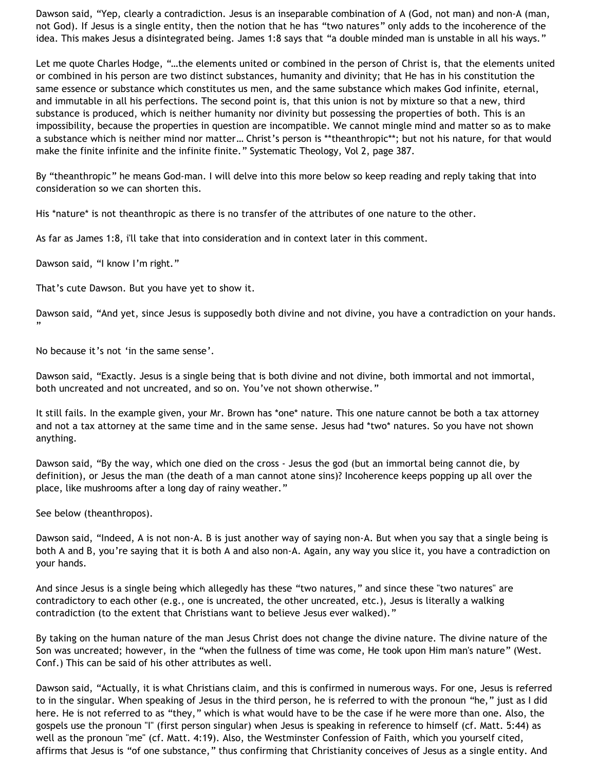Dawson said, “Yep, clearly a contradiction. Jesus is an inseparable combination of A (God, not man) and non-A (man, not God). If Jesus is a single entity, then the notion that he has “two natures” only adds to the incoherence of the idea. This makes Jesus a disintegrated being. James 1:8 says that “a double minded man is unstable in all his ways.”

Let me quote Charles Hodge, “…the elements united or combined in the person of Christ is, that the elements united or combined in his person are two distinct substances, humanity and divinity; that He has in his constitution the same essence or substance which constitutes us men, and the same substance which makes God infinite, eternal, and immutable in all his perfections. The second point is, that this union is not by mixture so that a new, third substance is produced, which is neither humanity nor divinity but possessing the properties of both. This is an impossibility, because the properties in question are incompatible. We cannot mingle mind and matter so as to make a substance which is neither mind nor matter… Christ’s person is **theanthropic**; but not his nature, for that would make the finite infinite and the infinite finite.” Systematic Theology, Vol 2, page 387.

By “theanthropic” he means God-man. I will delve into this more below so keep reading and reply taking that into consideration so we can shorten this.

His *nature* is not theanthropic as there is no transfer of the attributes of one nature to the other.

As far as James 1:8, i'll take that into consideration and in context later in this comment.

Dawson said, “I know I’m right.”

That’s cute Dawson. But you have yet to show it.

Dawson said, “And yet, since Jesus is supposedly both divine and not divine, you have a contradiction on your hands. ”

No because it’s not ‘in the same sense’.

Dawson said, “Exactly. Jesus is a single being that is both divine and not divine, both immortal and not immortal, both uncreated and not uncreated, and so on. You’ve not shown otherwise.”

It still fails. In the example given, your Mr. Brown has *one* nature. This one nature cannot be both a tax attorney and not a tax attorney at the same time and in the same sense. Jesus had *two* natures. So you have not shown anything.

Dawson said, “By the way, which one died on the cross - Jesus the god (but an immortal being cannot die, by definition), or Jesus the man (the death of a man cannot atone sins)? Incoherence keeps popping up all over the place, like mushrooms after a long day of rainy weather.”

See below (theanthropos).

Dawson said, “Indeed, A is not non-A. B is just another way of saying non-A. But when you say that a single being is both A and B, you’re saying that it is both A and also non-A. Again, any way you slice it, you have a contradiction on your hands.

And since Jesus is a single being which allegedly has these “two natures,” and since these "two natures" are contradictory to each other (e.g., one is uncreated, the other uncreated, etc.), Jesus is literally a walking contradiction (to the extent that Christians want to believe Jesus ever walked).”

By taking on the human nature of the man Jesus Christ does not change the divine nature. The divine nature of the Son was uncreated; however, in the “when the fullness of time was come, He took upon Him man's nature” (West. Conf.) This can be said of his other attributes as well.

Dawson said, “Actually, it is what Christians claim, and this is confirmed in numerous ways. For one, Jesus is referred to in the singular. When speaking of Jesus in the third person, he is referred to with the pronoun “he,” just as I did here. He is not referred to as “they,” which is what would have to be the case if he were more than one. Also, the gospels use the pronoun "I" (first person singular) when Jesus is speaking in reference to himself (cf. Matt. 5:44) as well as the pronoun "me" (cf. Matt. 4:19). Also, the Westminster Confession of Faith, which you yourself cited, affirms that Jesus is “of one substance,” thus confirming that Christianity conceives of Jesus as a single entity. And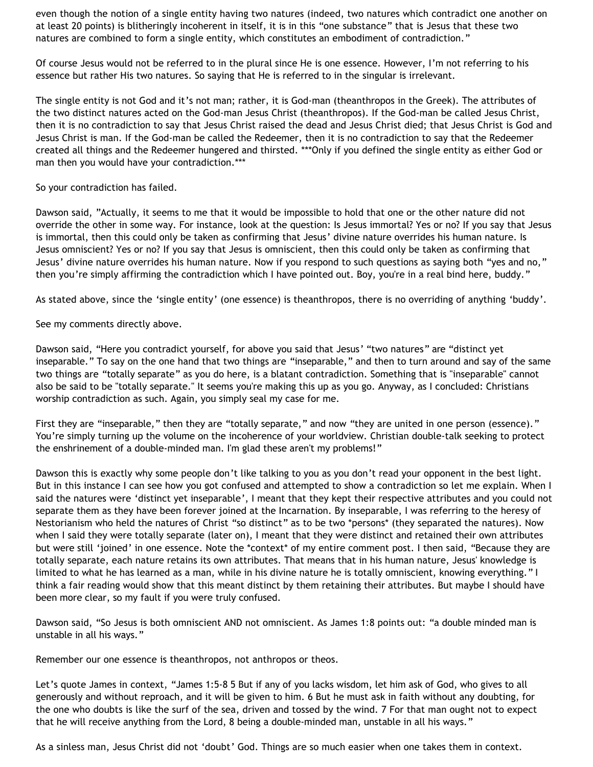even though the notion of a single entity having two natures (indeed, two natures which contradict one another on at least 20 points) is blitheringly incoherent in itself, it is in this "one substance" that is Jesus that these two natures are combined to form a single entity, which constitutes an embodiment of contradiction."

Of course Jesus would not be referred to in the plural since He is one essence. However, I'm not referring to his essence but rather His two natures. So saying that He is referred to in the singular is irrelevant.

The single entity is not God and it's not man; rather, it is God-man (theanthropos in the Greek). The attributes of the two distinct natures acted on the God-man Jesus Christ (theanthropos). If the God-man be called Jesus Christ, then it is no contradiction to say that Jesus Christ raised the dead and Jesus Christ died; that Jesus Christ is God and Jesus Christ is man. If the God-man be called the Redeemer, then it is no contradiction to say that the Redeemer created all things and the Redeemer hungered and thirsted. ***Only if you defined the single entity as either God or man then you would have your contradiction.***

So your contradiction has failed.

Dawson said, "Actually, it seems to me that it would be impossible to hold that one or the other nature did not override the other in some way. For instance, look at the question: Is Jesus immortal? Yes or no? If you say that Jesus is immortal, then this could only be taken as confirming that Jesus' divine nature overrides his human nature. Is Jesus omniscient? Yes or no? If you say that Jesus is omniscient, then this could only be taken as confirming that Jesus' divine nature overrides his human nature. Now if you respond to such questions as saying both "yes and no," then you're simply affirming the contradiction which I have pointed out. Boy, you're in a real bind here, buddy."

As stated above, since the 'single entity' (one essence) is theanthropos, there is no overriding of anything 'buddy'.

See my comments directly above.

Dawson said, "Here you contradict yourself, for above you said that Jesus' "two natures" are "distinct yet inseparable." To say on the one hand that two things are "inseparable," and then to turn around and say of the same two things are "totally separate" as you do here, is a blatant contradiction. Something that is "inseparable" cannot also be said to be "totally separate." It seems you're making this up as you go. Anyway, as I concluded: Christians worship contradiction as such. Again, you simply seal my case for me.

First they are "inseparable," then they are "totally separate," and now "they are united in one person (essence)." You're simply turning up the volume on the incoherence of your worldview. Christian double-talk seeking to protect the enshrinement of a double-minded man. I'm glad these aren't my problems!"

Dawson this is exactly why some people don't like talking to you as you don't read your opponent in the best light. But in this instance I can see how you got confused and attempted to show a contradiction so let me explain. When I said the natures were 'distinct yet inseparable', I meant that they kept their respective attributes and you could not separate them as they have been forever joined at the Incarnation. By inseparable, I was referring to the heresy of Nestorianism who held the natures of Christ "so distinct" as to be two *persons* (they separated the natures). Now when I said they were totally separate (later on), I meant that they were distinct and retained their own attributes but were still 'joined' in one essence. Note the *context* of my entire comment post. I then said, "Because they are totally separate, each nature retains its own attributes. That means that in his human nature, Jesus' knowledge is limited to what he has learned as a man, while in his divine nature he is totally omniscient, knowing everything." I think a fair reading would show that this meant distinct by them retaining their attributes. But maybe I should have been more clear, so my fault if you were truly confused.

Dawson said, "So Jesus is both omniscient AND not omniscient. As James 1:8 points out: "a double minded man is unstable in all his ways."

Remember our one essence is theanthropos, not anthropos or theos.

Let's quote James in context, "James 1:5-8 5 But if any of you lacks wisdom, let him ask of God, who gives to all generously and without reproach, and it will be given to him. 6 But he must ask in faith without any doubting, for the one who doubts is like the surf of the sea, driven and tossed by the wind. 7 For that man ought not to expect that he will receive anything from the Lord, 8 being a double-minded man, unstable in all his ways."

As a sinless man, Jesus Christ did not 'doubt' God. Things are so much easier when one takes them in context.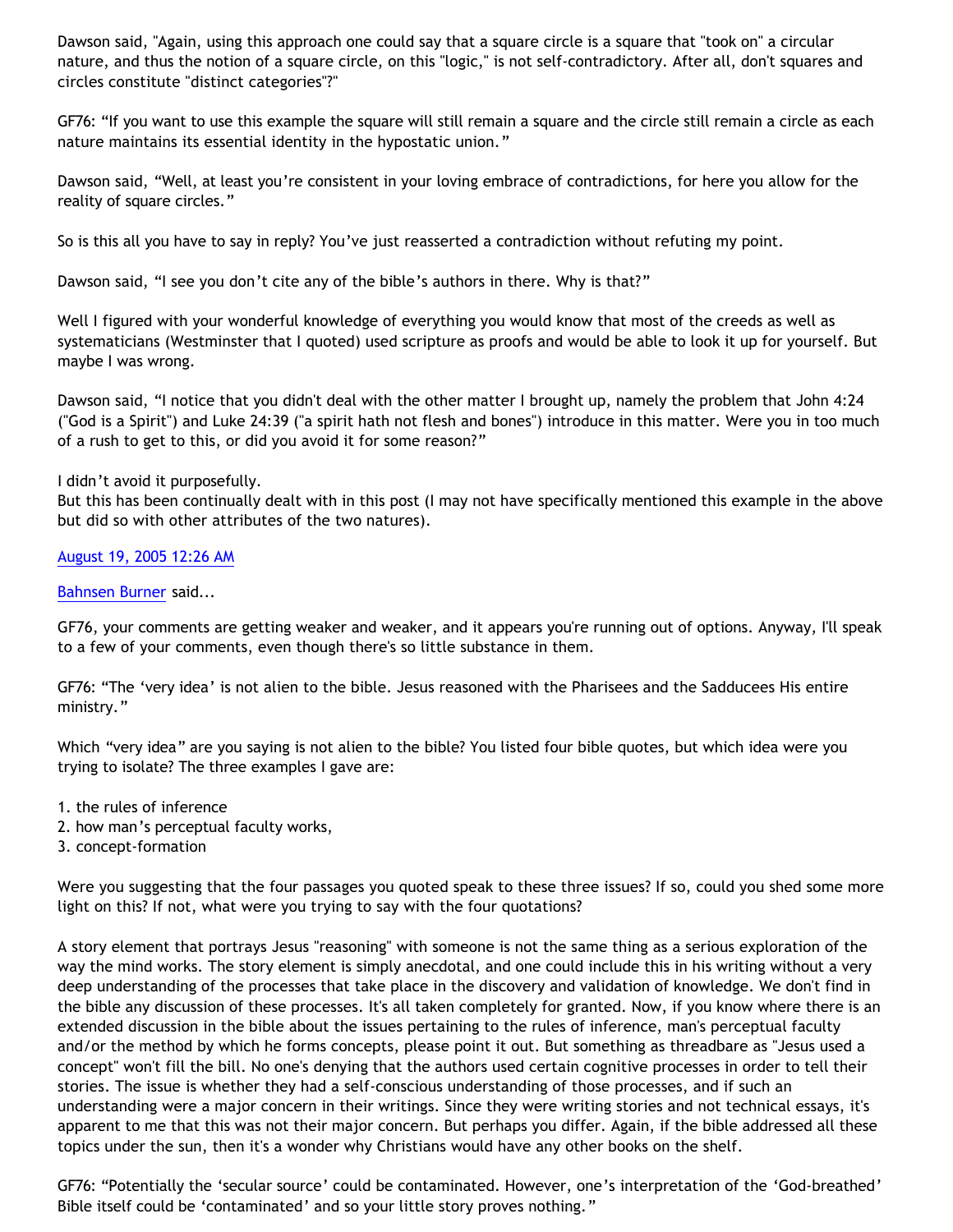Dawson said, "Again, using this approach one could say that a square circle is a square that "took on" a circular nature, and thus the notion of a square circle, on this "logic," is not self-contradictory. After all, don't squares and circles constitute "distinct categories"?"

GF76: "If you want to use this example the square will still remain a square and the circle still remain a circle as each nature maintains its essential identity in the hypostatic union."

Dawson said, "Well, at least you're consistent in your loving embrace of contradictions, for here you allow for the reality of square circles."

So is this all you have to say in reply? You've just reasserted a contradiction without refuting my point.

Dawson said, "I see you don't cite any of the bible's authors in there. Why is that?"

Well I figured with your wonderful knowledge of everything you would know that most of the creeds as well as systematicians (Westminster that I quoted) used scripture as proofs and would be able to look it up for yourself. But maybe I was wrong.

Dawson said, "I notice that you didn't deal with the other matter I brought up, namely the problem that John 4:24 ("God is a Spirit") and Luke 24:39 ("a spirit hath not flesh and bones") introduce in this matter. Were you in too much of a rush to get to this, or did you avoid it for some reason?"

I didn't avoid it purposefully.
But this has been continually dealt with in this post (I may not have specifically mentioned this example in the above but did so with other attributes of the two natures).

August 19, 2005 12:26 AM

Bahnsen Burner said...

GF76, your comments are getting weaker and weaker, and it appears you're running out of options. Anyway, I'll speak to a few of your comments, even though there's so little substance in them.

GF76: "The 'very idea' is not alien to the bible. Jesus reasoned with the Pharisees and the Sadducees His entire ministry."

Which "very idea" are you saying is not alien to the bible? You listed four bible quotes, but which idea were you trying to isolate? The three examples I gave are:

1. the rules of inference
2. how man's perceptual faculty works,
3. concept-formation

Were you suggesting that the four passages you quoted speak to these three issues? If so, could you shed some more light on this? If not, what were you trying to say with the four quotations?

A story element that portrays Jesus "reasoning" with someone is not the same thing as a serious exploration of the way the mind works. The story element is simply anecdotal, and one could include this in his writing without a very deep understanding of the processes that take place in the discovery and validation of knowledge. We don't find in the bible any discussion of these processes. It's all taken completely for granted. Now, if you know where there is an extended discussion in the bible about the issues pertaining to the rules of inference, man's perceptual faculty and/or the method by which he forms concepts, please point it out. But something as threadbare as "Jesus used a concept" won't fill the bill. No one's denying that the authors used certain cognitive processes in order to tell their stories. The issue is whether they had a self-conscious understanding of those processes, and if such an understanding were a major concern in their writings. Since they were writing stories and not technical essays, it's apparent to me that this was not their major concern. But perhaps you differ. Again, if the bible addressed all these topics under the sun, then it's a wonder why Christians would have any other books on the shelf.

GF76: "Potentially the 'secular source' could be contaminated. However, one's interpretation of the 'God-breathed' Bible itself could be 'contaminated' and so your little story proves nothing."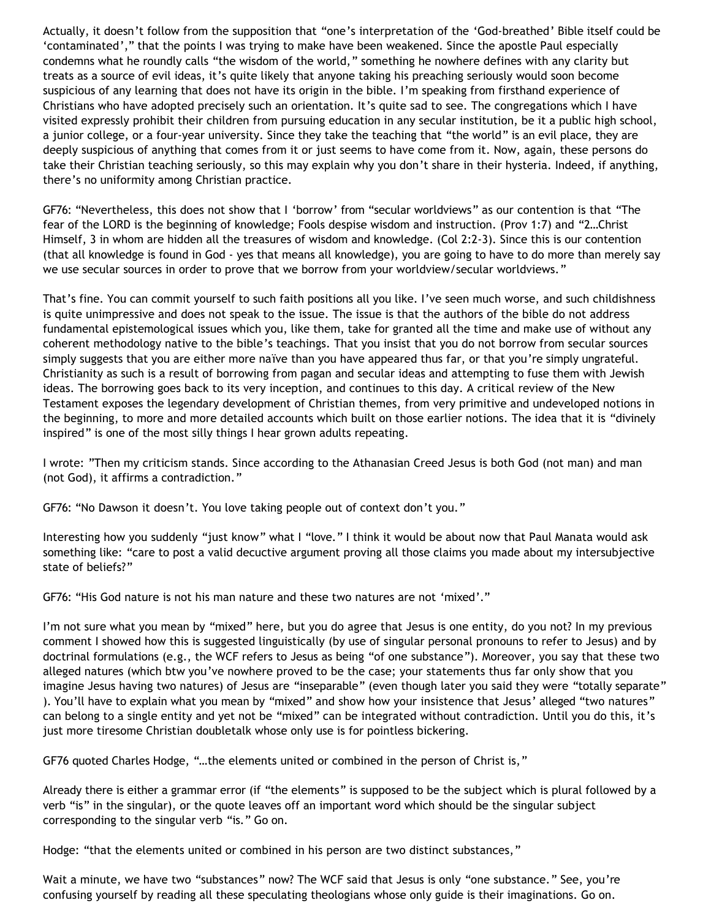Actually, it doesn't follow from the supposition that "one's interpretation of the 'God-breathed' Bible itself could be 'contaminated'," that the points I was trying to make have been weakened. Since the apostle Paul especially condemns what he roundly calls "the wisdom of the world," something he nowhere defines with any clarity but treats as a source of evil ideas, it's quite likely that anyone taking his preaching seriously would soon become suspicious of any learning that does not have its origin in the bible. I'm speaking from firsthand experience of Christians who have adopted precisely such an orientation. It's quite sad to see. The congregations which I have visited expressly prohibit their children from pursuing education in any secular institution, be it a public high school, a junior college, or a four-year university. Since they take the teaching that "the world" is an evil place, they are deeply suspicious of anything that comes from it or just seems to have come from it. Now, again, these persons do take their Christian teaching seriously, so this may explain why you don't share in their hysteria. Indeed, if anything, there's no uniformity among Christian practice.

GF76: "Nevertheless, this does not show that I 'borrow' from "secular worldviews" as our contention is that "The fear of the LORD is the beginning of knowledge; Fools despise wisdom and instruction. (Prov 1:7) and "2…Christ Himself, 3 in whom are hidden all the treasures of wisdom and knowledge. (Col 2:2-3). Since this is our contention (that all knowledge is found in God - yes that means all knowledge), you are going to have to do more than merely say we use secular sources in order to prove that we borrow from your worldview/secular worldviews."

That's fine. You can commit yourself to such faith positions all you like. I've seen much worse, and such childishness is quite unimpressive and does not speak to the issue. The issue is that the authors of the bible do not address fundamental epistemological issues which you, like them, take for granted all the time and make use of without any coherent methodology native to the bible's teachings. That you insist that you do not borrow from secular sources simply suggests that you are either more naïve than you have appeared thus far, or that you're simply ungrateful. Christianity as such is a result of borrowing from pagan and secular ideas and attempting to fuse them with Jewish ideas. The borrowing goes back to its very inception, and continues to this day. A critical review of the New Testament exposes the legendary development of Christian themes, from very primitive and undeveloped notions in the beginning, to more and more detailed accounts which built on those earlier notions. The idea that it is "divinely inspired" is one of the most silly things I hear grown adults repeating.

I wrote: "Then my criticism stands. Since according to the Athanasian Creed Jesus is both God (not man) and man (not God), it affirms a contradiction."

GF76: "No Dawson it doesn't. You love taking people out of context don't you."

Interesting how you suddenly "just know" what I "love." I think it would be about now that Paul Manata would ask something like: "care to post a valid decuctive argument proving all those claims you made about my intersubjective state of beliefs?"

GF76: "His God nature is not his man nature and these two natures are not 'mixed'."

I'm not sure what you mean by "mixed" here, but you do agree that Jesus is one entity, do you not? In my previous comment I showed how this is suggested linguistically (by use of singular personal pronouns to refer to Jesus) and by doctrinal formulations (e.g., the WCF refers to Jesus as being "of one substance"). Moreover, you say that these two alleged natures (which btw you've nowhere proved to be the case; your statements thus far only show that you imagine Jesus having two natures) of Jesus are "inseparable" (even though later you said they were "totally separate" ). You'll have to explain what you mean by "mixed" and show how your insistence that Jesus' alleged "two natures" can belong to a single entity and yet not be "mixed" can be integrated without contradiction. Until you do this, it's just more tiresome Christian doubletalk whose only use is for pointless bickering.

GF76 quoted Charles Hodge, "…the elements united or combined in the person of Christ is,"

Already there is either a grammar error (if "the elements" is supposed to be the subject which is plural followed by a verb "is" in the singular), or the quote leaves off an important word which should be the singular subject corresponding to the singular verb "is." Go on.

Hodge: "that the elements united or combined in his person are two distinct substances,"

Wait a minute, we have two "substances" now? The WCF said that Jesus is only "one substance." See, you're confusing yourself by reading all these speculating theologians whose only guide is their imaginations. Go on.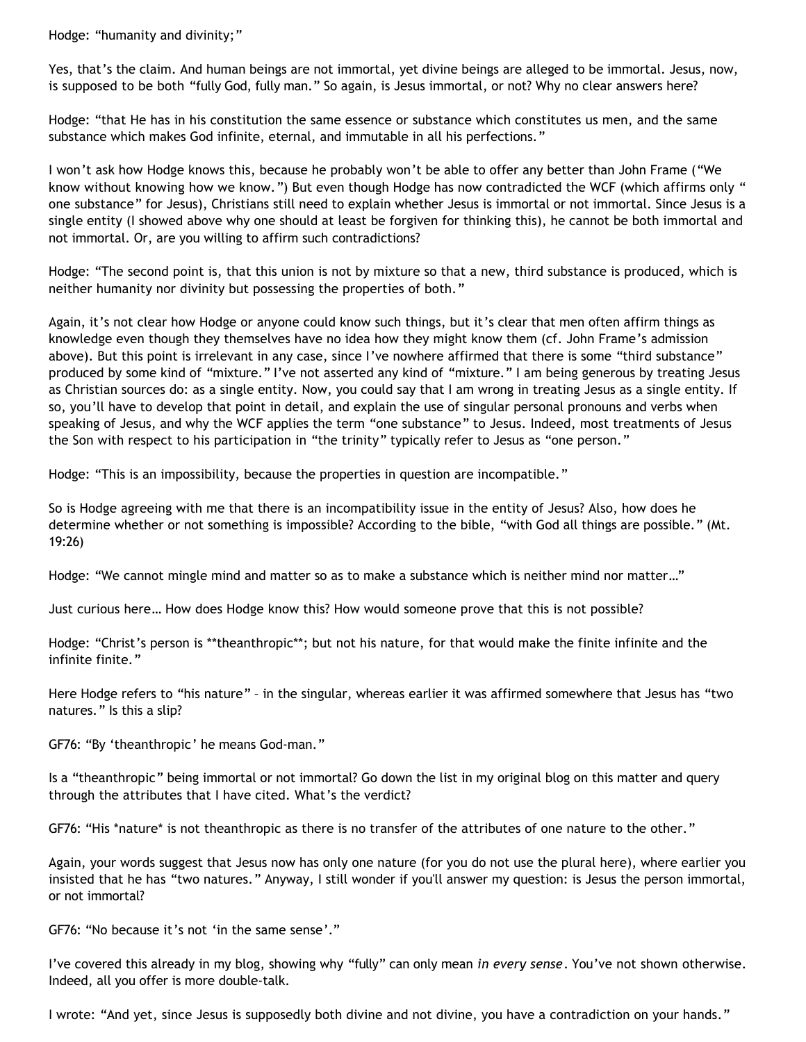Hodge: “humanity and divinity;”

Yes, that’s the claim. And human beings are not immortal, yet divine beings are alleged to be immortal. Jesus, now, is supposed to be both “fully God, fully man.” So again, is Jesus immortal, or not? Why no clear answers here?

Hodge: “that He has in his constitution the same essence or substance which constitutes us men, and the same substance which makes God infinite, eternal, and immutable in all his perfections.”

I won’t ask how Hodge knows this, because he probably won’t be able to offer any better than John Frame (“We know without knowing how we know.”) But even though Hodge has now contradicted the WCF (which affirms only “ one substance” for Jesus), Christians still need to explain whether Jesus is immortal or not immortal. Since Jesus is a single entity (I showed above why one should at least be forgiven for thinking this), he cannot be both immortal and not immortal. Or, are you willing to affirm such contradictions?

Hodge: “The second point is, that this union is not by mixture so that a new, third substance is produced, which is neither humanity nor divinity but possessing the properties of both.”

Again, it’s not clear how Hodge or anyone could know such things, but it’s clear that men often affirm things as knowledge even though they themselves have no idea how they might know them (cf. John Frame’s admission above). But this point is irrelevant in any case, since I’ve nowhere affirmed that there is some “third substance” produced by some kind of “mixture.” I’ve not asserted any kind of “mixture.” I am being generous by treating Jesus as Christian sources do: as a single entity. Now, you could say that I am wrong in treating Jesus as a single entity. If so, you’ll have to develop that point in detail, and explain the use of singular personal pronouns and verbs when speaking of Jesus, and why the WCF applies the term “one substance” to Jesus. Indeed, most treatments of Jesus the Son with respect to his participation in “the trinity” typically refer to Jesus as “one person.”

Hodge: “This is an impossibility, because the properties in question are incompatible.”

So is Hodge agreeing with me that there is an incompatibility issue in the entity of Jesus? Also, how does he determine whether or not something is impossible? According to the bible, “with God all things are possible.” (Mt. 19:26)

Hodge: “We cannot mingle mind and matter so as to make a substance which is neither mind nor matter…”

Just curious here… How does Hodge know this? How would someone prove that this is not possible?

Hodge: “Christ’s person is **theanthropic**; but not his nature, for that would make the finite infinite and the infinite finite.”

Here Hodge refers to “his nature” – in the singular, whereas earlier it was affirmed somewhere that Jesus has “two natures.” Is this a slip?

GF76: “By ‘theanthropic’ he means God-man.”

Is a “theanthropic” being immortal or not immortal? Go down the list in my original blog on this matter and query through the attributes that I have cited. What’s the verdict?

GF76: “His *nature* is not theanthropic as there is no transfer of the attributes of one nature to the other.”

Again, your words suggest that Jesus now has only one nature (for you do not use the plural here), where earlier you insisted that he has “two natures.” Anyway, I still wonder if you'll answer my question: is Jesus the person immortal, or not immortal?

GF76: “No because it’s not ‘in the same sense’.”

I’ve covered this already in my blog, showing why “fully” can only mean *in every sense*. You’ve not shown otherwise. Indeed, all you offer is more double-talk.

I wrote: “And yet, since Jesus is supposedly both divine and not divine, you have a contradiction on your hands.”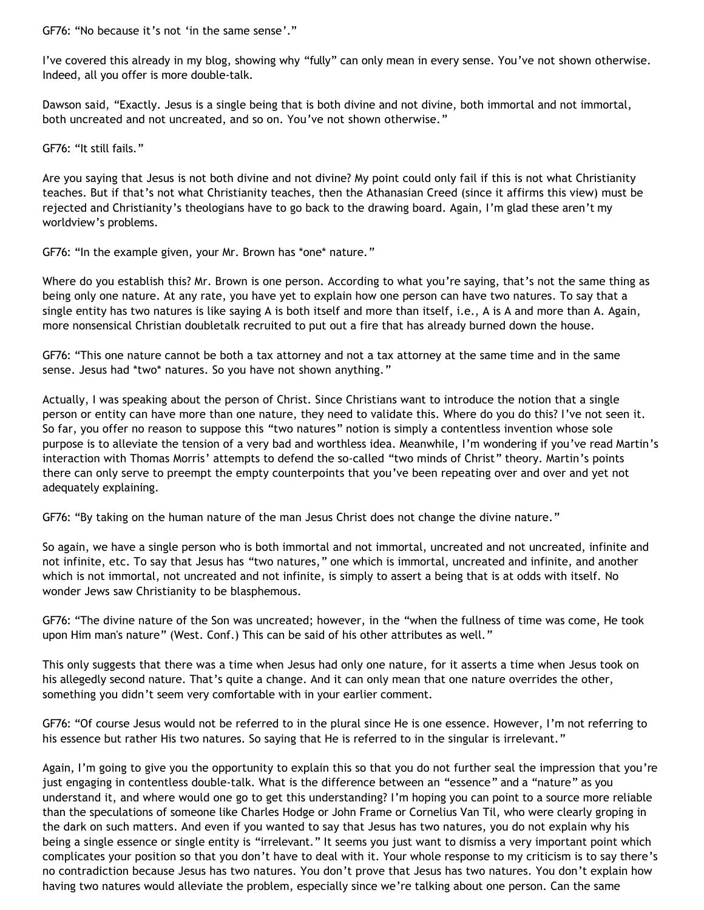GF76: "No because it's not 'in the same sense'."

I've covered this already in my blog, showing why "fully" can only mean in every sense. You've not shown otherwise. Indeed, all you offer is more double-talk.

Dawson said, "Exactly. Jesus is a single being that is both divine and not divine, both immortal and not immortal, both uncreated and not uncreated, and so on. You've not shown otherwise."

GF76: "It still fails."

Are you saying that Jesus is not both divine and not divine? My point could only fail if this is not what Christianity teaches. But if that's not what Christianity teaches, then the Athanasian Creed (since it affirms this view) must be rejected and Christianity's theologians have to go back to the drawing board. Again, I'm glad these aren't my worldview's problems.

GF76: "In the example given, your Mr. Brown has *one* nature."

Where do you establish this? Mr. Brown is one person. According to what you're saying, that's not the same thing as being only one nature. At any rate, you have yet to explain how one person can have two natures. To say that a single entity has two natures is like saying A is both itself and more than itself, i.e., A is A and more than A. Again, more nonsensical Christian doubletalk recruited to put out a fire that has already burned down the house.

GF76: "This one nature cannot be both a tax attorney and not a tax attorney at the same time and in the same sense. Jesus had *two* natures. So you have not shown anything."

Actually, I was speaking about the person of Christ. Since Christians want to introduce the notion that a single person or entity can have more than one nature, they need to validate this. Where do you do this? I've not seen it. So far, you offer no reason to suppose this "two natures" notion is simply a contentless invention whose sole purpose is to alleviate the tension of a very bad and worthless idea. Meanwhile, I'm wondering if you've read Martin's interaction with Thomas Morris' attempts to defend the so-called "two minds of Christ" theory. Martin's points there can only serve to preempt the empty counterpoints that you've been repeating over and over and yet not adequately explaining.

GF76: "By taking on the human nature of the man Jesus Christ does not change the divine nature."

So again, we have a single person who is both immortal and not immortal, uncreated and not uncreated, infinite and not infinite, etc. To say that Jesus has "two natures," one which is immortal, uncreated and infinite, and another which is not immortal, not uncreated and not infinite, is simply to assert a being that is at odds with itself. No wonder Jews saw Christianity to be blasphemous.

GF76: "The divine nature of the Son was uncreated; however, in the "when the fullness of time was come, He took upon Him man's nature" (West. Conf.) This can be said of his other attributes as well."

This only suggests that there was a time when Jesus had only one nature, for it asserts a time when Jesus took on his allegedly second nature. That's quite a change. And it can only mean that one nature overrides the other, something you didn't seem very comfortable with in your earlier comment.

GF76: "Of course Jesus would not be referred to in the plural since He is one essence. However, I'm not referring to his essence but rather His two natures. So saying that He is referred to in the singular is irrelevant."

Again, I'm going to give you the opportunity to explain this so that you do not further seal the impression that you're just engaging in contentless double-talk. What is the difference between an "essence" and a "nature" as you understand it, and where would one go to get this understanding? I'm hoping you can point to a source more reliable than the speculations of someone like Charles Hodge or John Frame or Cornelius Van Til, who were clearly groping in the dark on such matters. And even if you wanted to say that Jesus has two natures, you do not explain why his being a single essence or single entity is "irrelevant." It seems you just want to dismiss a very important point which complicates your position so that you don't have to deal with it. Your whole response to my criticism is to say there's no contradiction because Jesus has two natures. You don't prove that Jesus has two natures. You don't explain how having two natures would alleviate the problem, especially since we're talking about one person. Can the same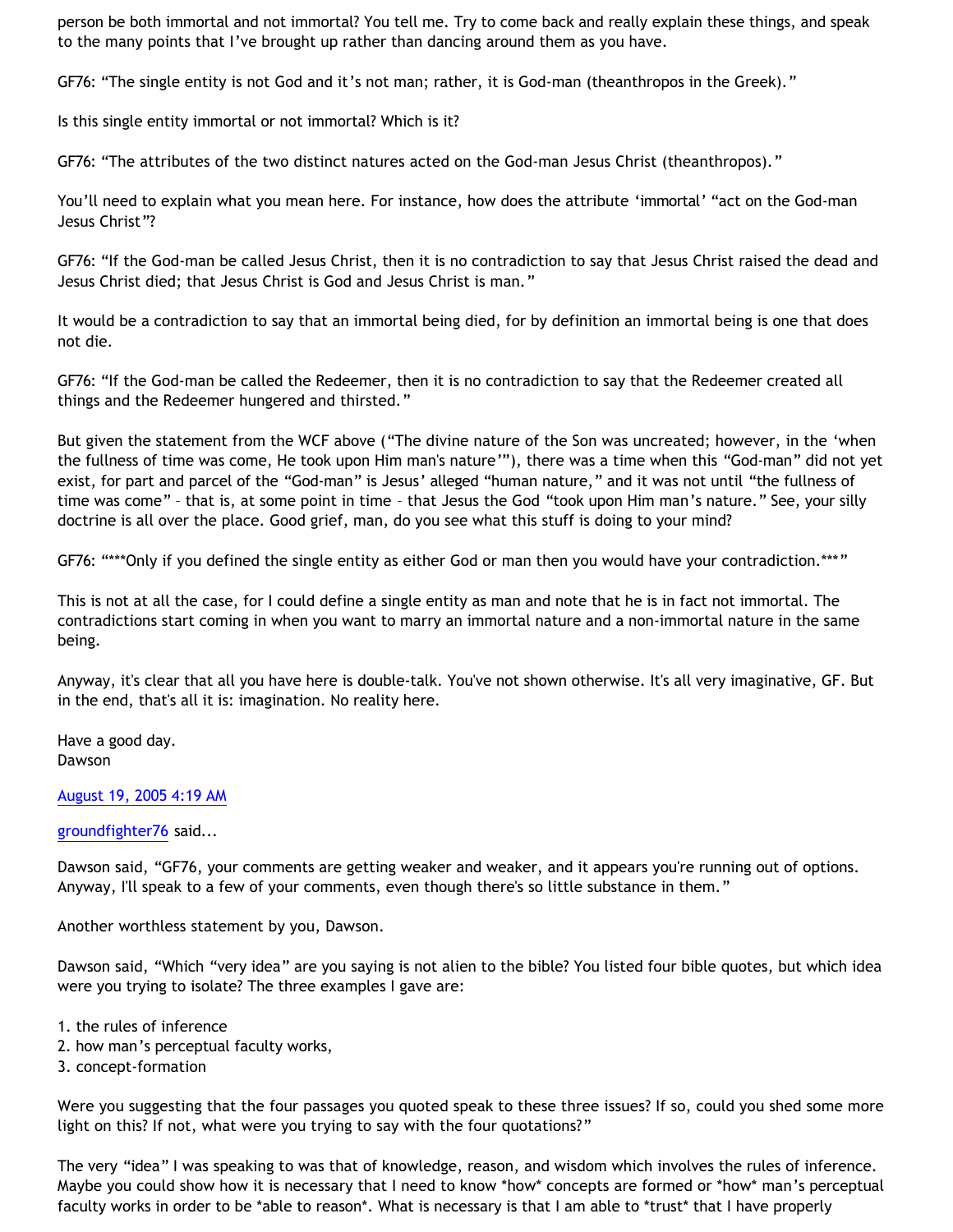person be both immortal and not immortal? You tell me. Try to come back and really explain these things, and speak to the many points that I've brought up rather than dancing around them as you have.

GF76: "The single entity is not God and it's not man; rather, it is God-man (theanthropos in the Greek)."

Is this single entity immortal or not immortal? Which is it?

GF76: "The attributes of the two distinct natures acted on the God-man Jesus Christ (theanthropos)."

You'll need to explain what you mean here. For instance, how does the attribute 'immortal' "act on the God-man Jesus Christ"?

GF76: "If the God-man be called Jesus Christ, then it is no contradiction to say that Jesus Christ raised the dead and Jesus Christ died; that Jesus Christ is God and Jesus Christ is man."

It would be a contradiction to say that an immortal being died, for by definition an immortal being is one that does not die.

GF76: "If the God-man be called the Redeemer, then it is no contradiction to say that the Redeemer created all things and the Redeemer hungered and thirsted."

But given the statement from the WCF above ("The divine nature of the Son was uncreated; however, in the 'when the fullness of time was come, He took upon Him man's nature'"), there was a time when this "God-man" did not yet exist, for part and parcel of the "God-man" is Jesus' alleged "human nature," and it was not until "the fullness of time was come" – that is, at some point in time – that Jesus the God "took upon Him man's nature." See, your silly doctrine is all over the place. Good grief, man, do you see what this stuff is doing to your mind?

GF76: "***Only if you defined the single entity as either God or man then you would have your contradiction.***"

This is not at all the case, for I could define a single entity as man and note that he is in fact not immortal. The contradictions start coming in when you want to marry an immortal nature and a non-immortal nature in the same being.

Anyway, it's clear that all you have here is double-talk. You've not shown otherwise. It's all very imaginative, GF. But in the end, that's all it is: imagination. No reality here.

Have a good day.
Dawson

August 19, 2005 4:19 AM

groundfighter76 said...

Dawson said, "GF76, your comments are getting weaker and weaker, and it appears you're running out of options. Anyway, I'll speak to a few of your comments, even though there's so little substance in them."

Another worthless statement by you, Dawson.

Dawson said, "Which "very idea" are you saying is not alien to the bible? You listed four bible quotes, but which idea were you trying to isolate? The three examples I gave are:

1. the rules of inference
2. how man's perceptual faculty works,
3. concept-formation

Were you suggesting that the four passages you quoted speak to these three issues? If so, could you shed some more light on this? If not, what were you trying to say with the four quotations?"

The very "idea" I was speaking to was that of knowledge, reason, and wisdom which involves the rules of inference. Maybe you could show how it is necessary that I need to know *how* concepts are formed or *how* man's perceptual faculty works in order to be *able to reason*. What is necessary is that I am able to *trust* that I have properly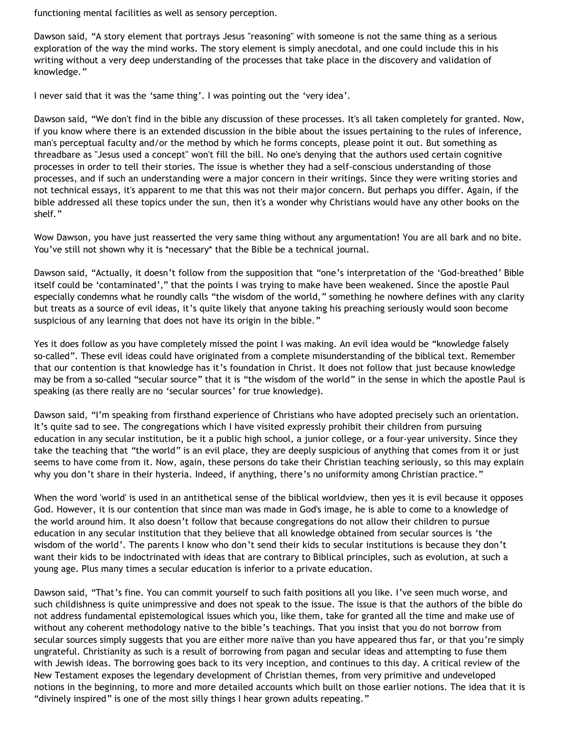functioning mental facilities as well as sensory perception.

Dawson said, “A story element that portrays Jesus "reasoning" with someone is not the same thing as a serious exploration of the way the mind works. The story element is simply anecdotal, and one could include this in his writing without a very deep understanding of the processes that take place in the discovery and validation of knowledge.”

I never said that it was the ‘same thing’. I was pointing out the ‘very idea’.

Dawson said, “We don't find in the bible any discussion of these processes. It's all taken completely for granted. Now, if you know where there is an extended discussion in the bible about the issues pertaining to the rules of inference, man's perceptual faculty and/or the method by which he forms concepts, please point it out. But something as threadbare as "Jesus used a concept" won't fill the bill. No one's denying that the authors used certain cognitive processes in order to tell their stories. The issue is whether they had a self-conscious understanding of those processes, and if such an understanding were a major concern in their writings. Since they were writing stories and not technical essays, it's apparent to me that this was not their major concern. But perhaps you differ. Again, if the bible addressed all these topics under the sun, then it's a wonder why Christians would have any other books on the shelf.”

Wow Dawson, you have just reasserted the very same thing without any argumentation! You are all bark and no bite. You’ve still not shown why it is *necessary* that the Bible be a technical journal.

Dawson said, “Actually, it doesn’t follow from the supposition that “one’s interpretation of the ‘God-breathed’ Bible itself could be ‘contaminated’,” that the points I was trying to make have been weakened. Since the apostle Paul especially condemns what he roundly calls “the wisdom of the world,” something he nowhere defines with any clarity but treats as a source of evil ideas, it’s quite likely that anyone taking his preaching seriously would soon become suspicious of any learning that does not have its origin in the bible.”

Yes it does follow as you have completely missed the point I was making. An evil idea would be “knowledge falsely so-called”. These evil ideas could have originated from a complete misunderstanding of the biblical text. Remember that our contention is that knowledge has it’s foundation in Christ. It does not follow that just because knowledge may be from a so-called “secular source” that it is “the wisdom of the world” in the sense in which the apostle Paul is speaking (as there really are no ‘secular sources’ for true knowledge).

Dawson said, “I’m speaking from firsthand experience of Christians who have adopted precisely such an orientation. It’s quite sad to see. The congregations which I have visited expressly prohibit their children from pursuing education in any secular institution, be it a public high school, a junior college, or a four-year university. Since they take the teaching that “the world” is an evil place, they are deeply suspicious of anything that comes from it or just seems to have come from it. Now, again, these persons do take their Christian teaching seriously, so this may explain why you don’t share in their hysteria. Indeed, if anything, there’s no uniformity among Christian practice.”

When the word 'world' is used in an antithetical sense of the biblical worldview, then yes it is evil because it opposes God. However, it is our contention that since man was made in God's image, he is able to come to a knowledge of the world around him. It also doesn’t follow that because congregations do not allow their children to pursue education in any secular institution that they believe that all knowledge obtained from secular sources is ‘the wisdom of the world’. The parents I know who don’t send their kids to secular institutions is because they don’t want their kids to be indoctrinated with ideas that are contrary to Biblical principles, such as evolution, at such a young age. Plus many times a secular education is inferior to a private education.

Dawson said, “That’s fine. You can commit yourself to such faith positions all you like. I’ve seen much worse, and such childishness is quite unimpressive and does not speak to the issue. The issue is that the authors of the bible do not address fundamental epistemological issues which you, like them, take for granted all the time and make use of without any coherent methodology native to the bible’s teachings. That you insist that you do not borrow from secular sources simply suggests that you are either more naïve than you have appeared thus far, or that you’re simply ungrateful. Christianity as such is a result of borrowing from pagan and secular ideas and attempting to fuse them with Jewish ideas. The borrowing goes back to its very inception, and continues to this day. A critical review of the New Testament exposes the legendary development of Christian themes, from very primitive and undeveloped notions in the beginning, to more and more detailed accounts which built on those earlier notions. The idea that it is “divinely inspired” is one of the most silly things I hear grown adults repeating.”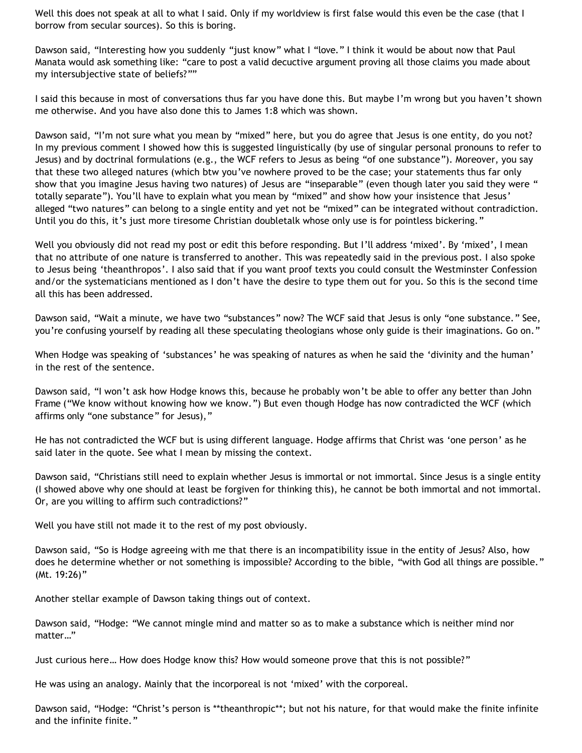Well this does not speak at all to what I said. Only if my worldview is first false would this even be the case (that I borrow from secular sources). So this is boring.

Dawson said, "Interesting how you suddenly "just know" what I "love." I think it would be about now that Paul Manata would ask something like: "care to post a valid decuctive argument proving all those claims you made about my intersubjective state of beliefs?""

I said this because in most of conversations thus far you have done this. But maybe I'm wrong but you haven't shown me otherwise. And you have also done this to James 1:8 which was shown.

Dawson said, "I'm not sure what you mean by "mixed" here, but you do agree that Jesus is one entity, do you not? In my previous comment I showed how this is suggested linguistically (by use of singular personal pronouns to refer to Jesus) and by doctrinal formulations (e.g., the WCF refers to Jesus as being "of one substance"). Moreover, you say that these two alleged natures (which btw you've nowhere proved to be the case; your statements thus far only show that you imagine Jesus having two natures) of Jesus are "inseparable" (even though later you said they were " totally separate"). You'll have to explain what you mean by "mixed" and show how your insistence that Jesus' alleged "two natures" can belong to a single entity and yet not be "mixed" can be integrated without contradiction. Until you do this, it's just more tiresome Christian doubletalk whose only use is for pointless bickering."

Well you obviously did not read my post or edit this before responding. But I'll address 'mixed'. By 'mixed', I mean that no attribute of one nature is transferred to another. This was repeatedly said in the previous post. I also spoke to Jesus being 'theanthropos'. I also said that if you want proof texts you could consult the Westminster Confession and/or the systematicians mentioned as I don't have the desire to type them out for you. So this is the second time all this has been addressed.

Dawson said, "Wait a minute, we have two "substances" now? The WCF said that Jesus is only "one substance." See, you're confusing yourself by reading all these speculating theologians whose only guide is their imaginations. Go on."

When Hodge was speaking of 'substances' he was speaking of natures as when he said the 'divinity and the human' in the rest of the sentence.

Dawson said, "I won't ask how Hodge knows this, because he probably won't be able to offer any better than John Frame ("We know without knowing how we know.") But even though Hodge has now contradicted the WCF (which affirms only "one substance" for Jesus),"

He has not contradicted the WCF but is using different language. Hodge affirms that Christ was 'one person' as he said later in the quote. See what I mean by missing the context.

Dawson said, "Christians still need to explain whether Jesus is immortal or not immortal. Since Jesus is a single entity (I showed above why one should at least be forgiven for thinking this), he cannot be both immortal and not immortal. Or, are you willing to affirm such contradictions?"

Well you have still not made it to the rest of my post obviously.

Dawson said, "So is Hodge agreeing with me that there is an incompatibility issue in the entity of Jesus? Also, how does he determine whether or not something is impossible? According to the bible, "with God all things are possible." (Mt. 19:26)"

Another stellar example of Dawson taking things out of context.

Dawson said, "Hodge: "We cannot mingle mind and matter so as to make a substance which is neither mind nor matter…"

Just curious here… How does Hodge know this? How would someone prove that this is not possible?"

He was using an analogy. Mainly that the incorporeal is not 'mixed' with the corporeal.

Dawson said, "Hodge: "Christ's person is **theanthropic**; but not his nature, for that would make the finite infinite and the infinite finite."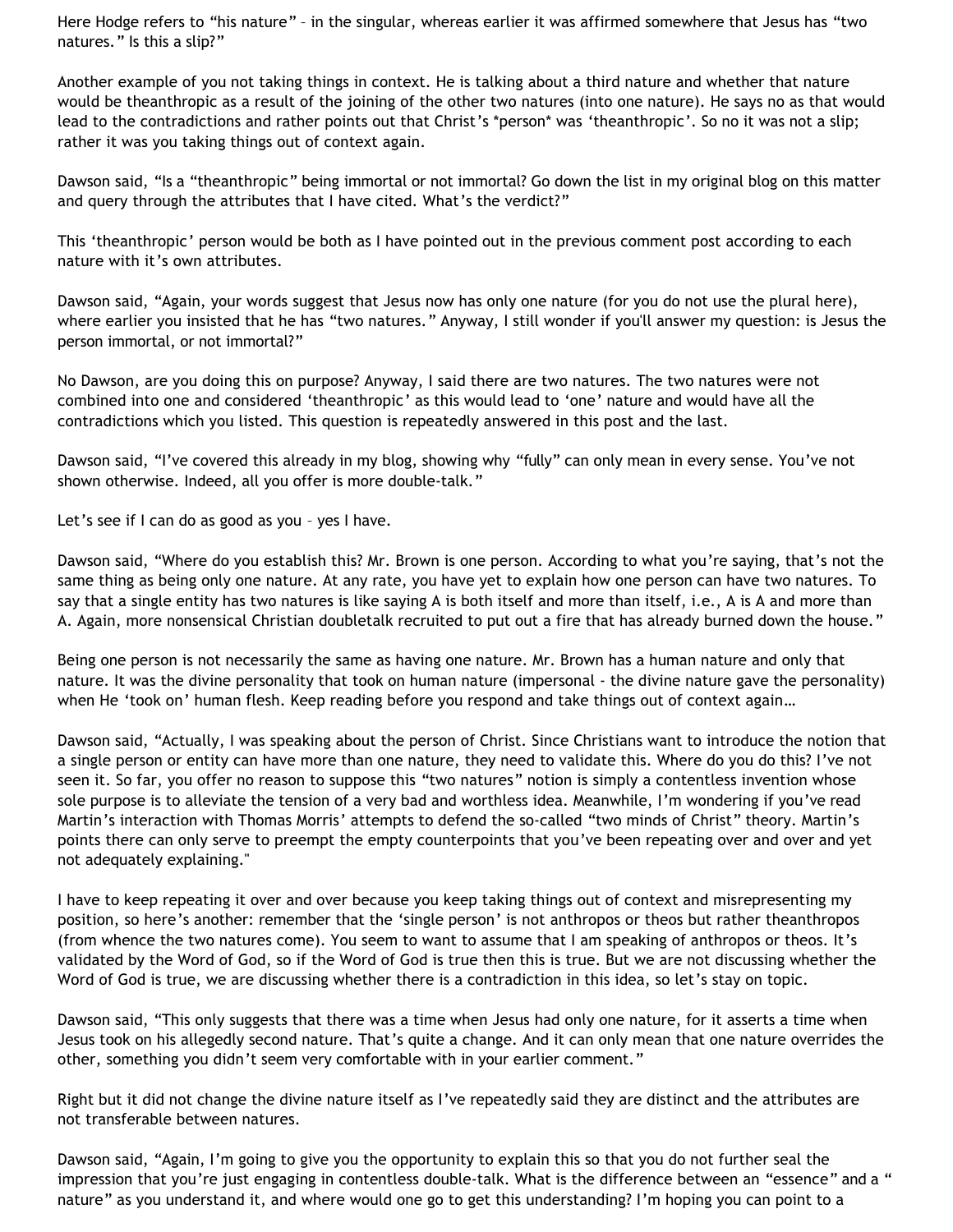Here Hodge refers to "his nature" – in the singular, whereas earlier it was affirmed somewhere that Jesus has "two natures." Is this a slip?"

Another example of you not taking things in context. He is talking about a third nature and whether that nature would be theanthropic as a result of the joining of the other two natures (into one nature). He says no as that would lead to the contradictions and rather points out that Christ's *person* was 'theanthropic'. So no it was not a slip; rather it was you taking things out of context again.

Dawson said, "Is a "theanthropic" being immortal or not immortal? Go down the list in my original blog on this matter and query through the attributes that I have cited. What's the verdict?"

This 'theanthropic' person would be both as I have pointed out in the previous comment post according to each nature with it's own attributes.

Dawson said, "Again, your words suggest that Jesus now has only one nature (for you do not use the plural here), where earlier you insisted that he has "two natures." Anyway, I still wonder if you'll answer my question: is Jesus the person immortal, or not immortal?"

No Dawson, are you doing this on purpose? Anyway, I said there are two natures. The two natures were not combined into one and considered 'theanthropic' as this would lead to 'one' nature and would have all the contradictions which you listed. This question is repeatedly answered in this post and the last.

Dawson said, "I've covered this already in my blog, showing why "fully" can only mean in every sense. You've not shown otherwise. Indeed, all you offer is more double-talk."

Let's see if I can do as good as you – yes I have.

Dawson said, "Where do you establish this? Mr. Brown is one person. According to what you're saying, that's not the same thing as being only one nature. At any rate, you have yet to explain how one person can have two natures. To say that a single entity has two natures is like saying A is both itself and more than itself, i.e., A is A and more than A. Again, more nonsensical Christian doubletalk recruited to put out a fire that has already burned down the house."

Being one person is not necessarily the same as having one nature. Mr. Brown has a human nature and only that nature. It was the divine personality that took on human nature (impersonal - the divine nature gave the personality) when He 'took on' human flesh. Keep reading before you respond and take things out of context again…

Dawson said, "Actually, I was speaking about the person of Christ. Since Christians want to introduce the notion that a single person or entity can have more than one nature, they need to validate this. Where do you do this? I've not seen it. So far, you offer no reason to suppose this "two natures" notion is simply a contentless invention whose sole purpose is to alleviate the tension of a very bad and worthless idea. Meanwhile, I'm wondering if you've read Martin's interaction with Thomas Morris' attempts to defend the so-called "two minds of Christ" theory. Martin's points there can only serve to preempt the empty counterpoints that you've been repeating over and over and yet not adequately explaining."

I have to keep repeating it over and over because you keep taking things out of context and misrepresenting my position, so here's another: remember that the 'single person' is not anthropos or theos but rather theanthropos (from whence the two natures come). You seem to want to assume that I am speaking of anthropos or theos. It's validated by the Word of God, so if the Word of God is true then this is true. But we are not discussing whether the Word of God is true, we are discussing whether there is a contradiction in this idea, so let's stay on topic.

Dawson said, "This only suggests that there was a time when Jesus had only one nature, for it asserts a time when Jesus took on his allegedly second nature. That's quite a change. And it can only mean that one nature overrides the other, something you didn't seem very comfortable with in your earlier comment."

Right but it did not change the divine nature itself as I've repeatedly said they are distinct and the attributes are not transferable between natures.

Dawson said, "Again, I'm going to give you the opportunity to explain this so that you do not further seal the impression that you're just engaging in contentless double-talk. What is the difference between an "essence" and a "nature" as you understand it, and where would one go to get this understanding? I'm hoping you can point to a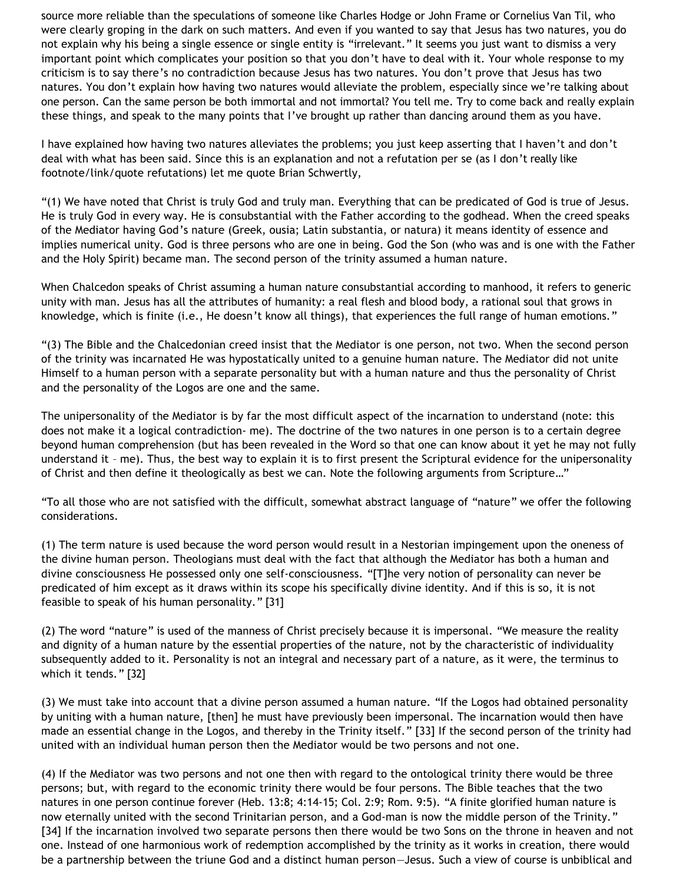source more reliable than the speculations of someone like Charles Hodge or John Frame or Cornelius Van Til, who were clearly groping in the dark on such matters. And even if you wanted to say that Jesus has two natures, you do not explain why his being a single essence or single entity is "irrelevant." It seems you just want to dismiss a very important point which complicates your position so that you don't have to deal with it. Your whole response to my criticism is to say there's no contradiction because Jesus has two natures. You don't prove that Jesus has two natures. You don't explain how having two natures would alleviate the problem, especially since we're talking about one person. Can the same person be both immortal and not immortal? You tell me. Try to come back and really explain these things, and speak to the many points that I've brought up rather than dancing around them as you have.

I have explained how having two natures alleviates the problems; you just keep asserting that I haven't and don't deal with what has been said. Since this is an explanation and not a refutation per se (as I don't really like footnote/link/quote refutations) let me quote Brian Schwertly,

"(1) We have noted that Christ is truly God and truly man. Everything that can be predicated of God is true of Jesus. He is truly God in every way. He is consubstantial with the Father according to the godhead. When the creed speaks of the Mediator having God's nature (Greek, ousia; Latin substantia, or natura) it means identity of essence and implies numerical unity. God is three persons who are one in being. God the Son (who was and is one with the Father and the Holy Spirit) became man. The second person of the trinity assumed a human nature.

When Chalcedon speaks of Christ assuming a human nature consubstantial according to manhood, it refers to generic unity with man. Jesus has all the attributes of humanity: a real flesh and blood body, a rational soul that grows in knowledge, which is finite (i.e., He doesn't know all things), that experiences the full range of human emotions."

"(3) The Bible and the Chalcedonian creed insist that the Mediator is one person, not two. When the second person of the trinity was incarnated He was hypostatically united to a genuine human nature. The Mediator did not unite Himself to a human person with a separate personality but with a human nature and thus the personality of Christ and the personality of the Logos are one and the same.

The unipersonality of the Mediator is by far the most difficult aspect of the incarnation to understand (note: this does not make it a logical contradiction- me). The doctrine of the two natures in one person is to a certain degree beyond human comprehension (but has been revealed in the Word so that one can know about it yet he may not fully understand it – me). Thus, the best way to explain it is to first present the Scriptural evidence for the unipersonality of Christ and then define it theologically as best we can. Note the following arguments from Scripture…"

"To all those who are not satisfied with the difficult, somewhat abstract language of "nature" we offer the following considerations.

(1) The term nature is used because the word person would result in a Nestorian impingement upon the oneness of the divine human person. Theologians must deal with the fact that although the Mediator has both a human and divine consciousness He possessed only one self-consciousness. "[T]he very notion of personality can never be predicated of him except as it draws within its scope his specifically divine identity. And if this is so, it is not feasible to speak of his human personality." [31]

(2) The word "nature" is used of the manness of Christ precisely because it is impersonal. "We measure the reality and dignity of a human nature by the essential properties of the nature, not by the characteristic of individuality subsequently added to it. Personality is not an integral and necessary part of a nature, as it were, the terminus to which it tends." [32]

(3) We must take into account that a divine person assumed a human nature. "If the Logos had obtained personality by uniting with a human nature, [then] he must have previously been impersonal. The incarnation would then have made an essential change in the Logos, and thereby in the Trinity itself." [33] If the second person of the trinity had united with an individual human person then the Mediator would be two persons and not one.

(4) If the Mediator was two persons and not one then with regard to the ontological trinity there would be three persons; but, with regard to the economic trinity there would be four persons. The Bible teaches that the two natures in one person continue forever (Heb. 13:8; 4:14-15; Col. 2:9; Rom. 9:5). "A finite glorified human nature is now eternally united with the second Trinitarian person, and a God-man is now the middle person of the Trinity." [34] If the incarnation involved two separate persons then there would be two Sons on the throne in heaven and not one. Instead of one harmonious work of redemption accomplished by the trinity as it works in creation, there would be a partnership between the triune God and a distinct human person—Jesus. Such a view of course is unbiblical and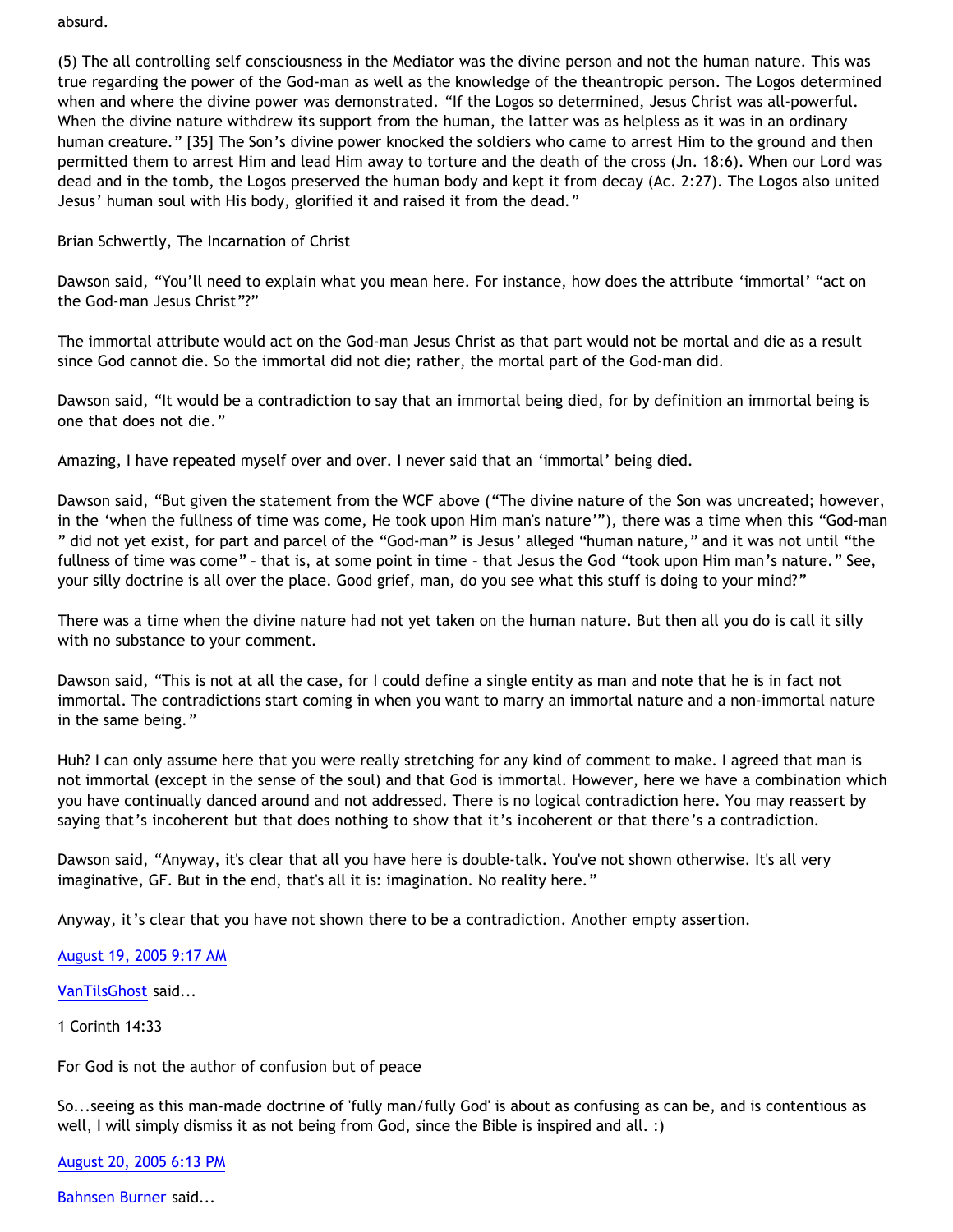absurd.

(5) The all controlling self consciousness in the Mediator was the divine person and not the human nature. This was true regarding the power of the God-man as well as the knowledge of the theantropic person. The Logos determined when and where the divine power was demonstrated. "If the Logos so determined, Jesus Christ was all-powerful. When the divine nature withdrew its support from the human, the latter was as helpless as it was in an ordinary human creature." [35] The Son's divine power knocked the soldiers who came to arrest Him to the ground and then permitted them to arrest Him and lead Him away to torture and the death of the cross (Jn. 18:6). When our Lord was dead and in the tomb, the Logos preserved the human body and kept it from decay (Ac. 2:27). The Logos also united Jesus' human soul with His body, glorified it and raised it from the dead."

Brian Schwertly, The Incarnation of Christ

Dawson said, "You'll need to explain what you mean here. For instance, how does the attribute 'immortal' "act on the God-man Jesus Christ"?"

The immortal attribute would act on the God-man Jesus Christ as that part would not be mortal and die as a result since God cannot die. So the immortal did not die; rather, the mortal part of the God-man did.

Dawson said, "It would be a contradiction to say that an immortal being died, for by definition an immortal being is one that does not die."

Amazing, I have repeated myself over and over. I never said that an 'immortal' being died.

Dawson said, "But given the statement from the WCF above ("The divine nature of the Son was uncreated; however, in the 'when the fullness of time was come, He took upon Him man's nature'"), there was a time when this "God-man " did not yet exist, for part and parcel of the "God-man" is Jesus' alleged "human nature," and it was not until "the fullness of time was come" – that is, at some point in time – that Jesus the God "took upon Him man's nature." See, your silly doctrine is all over the place. Good grief, man, do you see what this stuff is doing to your mind?"

There was a time when the divine nature had not yet taken on the human nature. But then all you do is call it silly with no substance to your comment.

Dawson said, "This is not at all the case, for I could define a single entity as man and note that he is in fact not immortal. The contradictions start coming in when you want to marry an immortal nature and a non-immortal nature in the same being."

Huh? I can only assume here that you were really stretching for any kind of comment to make. I agreed that man is not immortal (except in the sense of the soul) and that God is immortal. However, here we have a combination which you have continually danced around and not addressed. There is no logical contradiction here. You may reassert by saying that's incoherent but that does nothing to show that it's incoherent or that there's a contradiction.

Dawson said, "Anyway, it's clear that all you have here is double-talk. You've not shown otherwise. It's all very imaginative, GF. But in the end, that's all it is: imagination. No reality here."

Anyway, it's clear that you have not shown there to be a contradiction. Another empty assertion.

August 19, 2005 9:17 AM

VanTilsGhost said...

1 Corinth 14:33

For God is not the author of confusion but of peace

So...seeing as this man-made doctrine of 'fully man/fully God' is about as confusing as can be, and is contentious as well, I will simply dismiss it as not being from God, since the Bible is inspired and all. :)

August 20, 2005 6:13 PM

Bahnsen Burner said...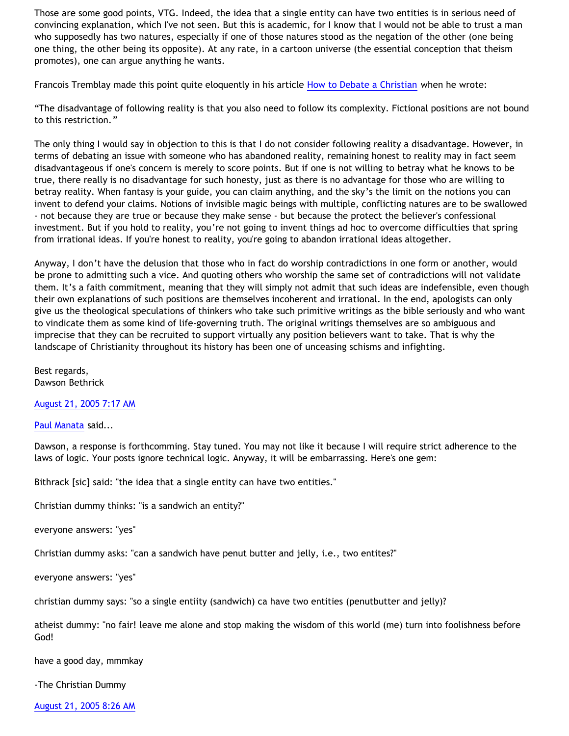Those are some good points, VTG. Indeed, the idea that a single entity can have two entities is in serious need of convincing explanation, which I've not seen. But this is academic, for I know that I would not be able to trust a man who supposedly has two natures, especially if one of those natures stood as the negation of the other (one being one thing, the other being its opposite). At any rate, in a cartoon universe (the essential conception that theism promotes), one can argue anything he wants.

Francois Tremblay made this point quite eloquently in his article [How to Debate a Christian](#) when he wrote:

"The disadvantage of following reality is that you also need to follow its complexity. Fictional positions are not bound to this restriction."

The only thing I would say in objection to this is that I do not consider following reality a disadvantage. However, in terms of debating an issue with someone who has abandoned reality, remaining honest to reality may in fact seem disadvantageous if one's concern is merely to score points. But if one is not willing to betray what he knows to be true, there really is no disadvantage for such honesty, just as there is no advantage for those who are willing to betray reality. When fantasy is your guide, you can claim anything, and the sky's the limit on the notions you can invent to defend your claims. Notions of invisible magic beings with multiple, conflicting natures are to be swallowed - not because they are true or because they make sense - but because the protect the believer's confessional investment. But if you hold to reality, you're not going to invent things ad hoc to overcome difficulties that spring from irrational ideas. If you're honest to reality, you're going to abandon irrational ideas altogether.

Anyway, I don't have the delusion that those who in fact do worship contradictions in one form or another, would be prone to admitting such a vice. And quoting others who worship the same set of contradictions will not validate them. It's a faith commitment, meaning that they will simply not admit that such ideas are indefensible, even though their own explanations of such positions are themselves incoherent and irrational. In the end, apologists can only give us the theological speculations of thinkers who take such primitive writings as the bible seriously and who want to vindicate them as some kind of life-governing truth. The original writings themselves are so ambiguous and imprecise that they can be recruited to support virtually any position believers want to take. That is why the landscape of Christianity throughout its history has been one of unceasing schisms and infighting.

Best regards,
Dawson Bethrick

[August 21, 2005 7:17 AM](#)

[Paul Manata](#) said...

Dawson, a response is forthcomming. Stay tuned. You may not like it because I will require strict adherence to the laws of logic. Your posts ignore technical logic. Anyway, it will be embarrassing. Here's one gem:

Bithrack [sic] said: "the idea that a single entity can have two entities."

Christian dummy thinks: "is a sandwich an entity?"

everyone answers: "yes"

Christian dummy asks: "can a sandwich have penut butter and jelly, i.e., two entites?"

everyone answers: "yes"

christian dummy says: "so a single entiity (sandwich) ca have two entities (penutbutter and jelly)?

atheist dummy: "no fair! leave me alone and stop making the wisdom of this world (me) turn into foolishness before God!

have a good day, mmmkay

-The Christian Dummy

[August 21, 2005 8:26 AM](#)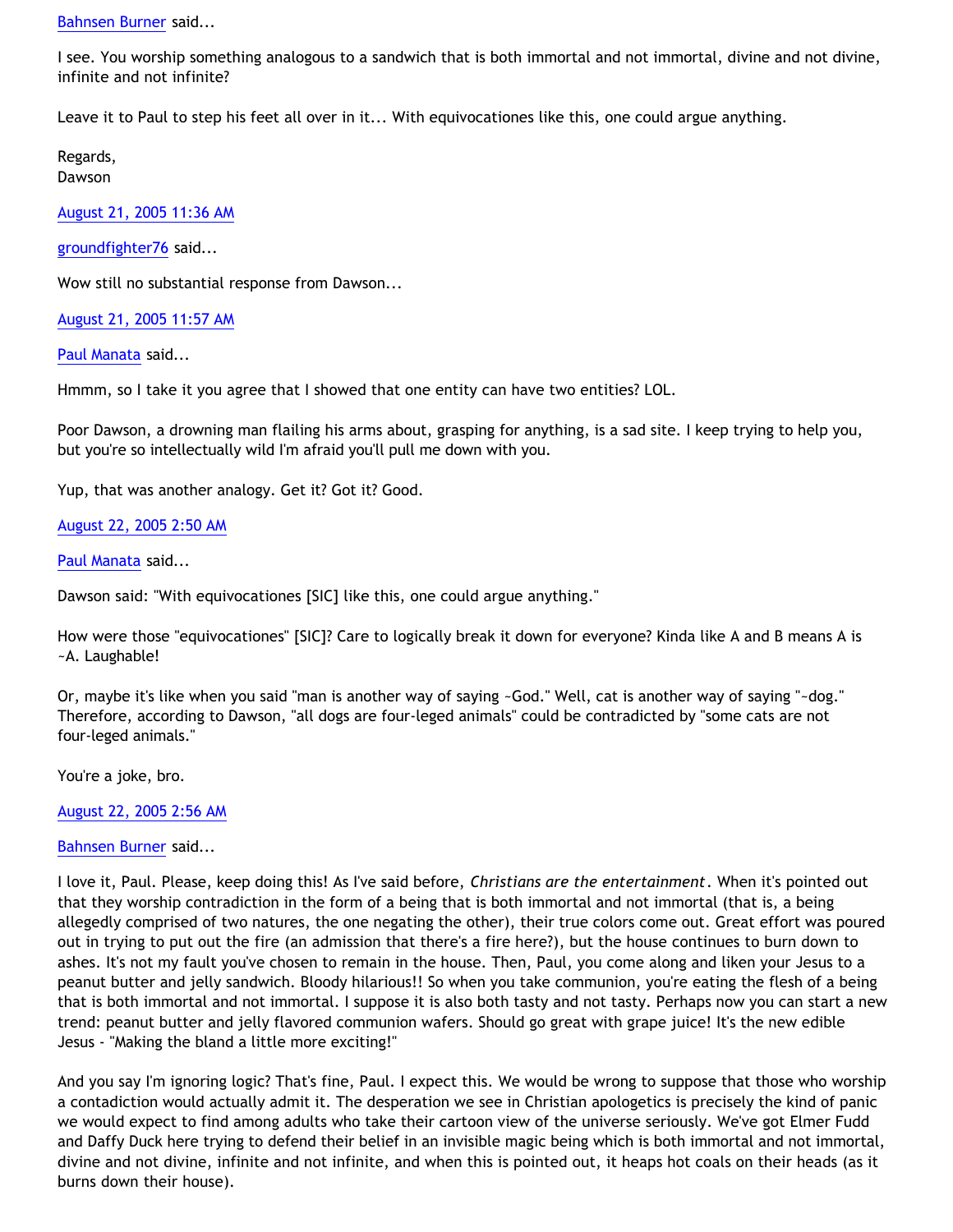Bahnsen Burner said...

I see. You worship something analogous to a sandwich that is both immortal and not immortal, divine and not divine, infinite and not infinite?

Leave it to Paul to step his feet all over in it... With equivocationes like this, one could argue anything.

Regards,
Dawson

August 21, 2005 11:36 AM

groundfighter76 said...

Wow still no substantial response from Dawson...

August 21, 2005 11:57 AM

Paul Manata said...

Hmmm, so I take it you agree that I showed that one entity can have two entities? LOL.

Poor Dawson, a drowning man flailing his arms about, grasping for anything, is a sad site. I keep trying to help you, but you're so intellectually wild I'm afraid you'll pull me down with you.

Yup, that was another analogy. Get it? Got it? Good.

August 22, 2005 2:50 AM

Paul Manata said...

Dawson said: "With equivocationes [SIC] like this, one could argue anything."

How were those "equivocationes" [SIC]? Care to logically break it down for everyone? Kinda like A and B means A is ~A. Laughable!

Or, maybe it's like when you said "man is another way of saying ~God." Well, cat is another way of saying "~dog." Therefore, according to Dawson, "all dogs are four-leged animals" could be contradicted by "some cats are not four-leged animals."

You're a joke, bro.

August 22, 2005 2:56 AM

Bahnsen Burner said...

I love it, Paul. Please, keep doing this! As I've said before, *Christians are the entertainment*. When it's pointed out that they worship contradiction in the form of a being that is both immortal and not immortal (that is, a being allegedly comprised of two natures, the one negating the other), their true colors come out. Great effort was poured out in trying to put out the fire (an admission that there's a fire here?), but the house continues to burn down to ashes. It's not my fault you've chosen to remain in the house. Then, Paul, you come along and liken your Jesus to a peanut butter and jelly sandwich. Bloody hilarious!! So when you take communion, you're eating the flesh of a being that is both immortal and not immortal. I suppose it is also both tasty and not tasty. Perhaps now you can start a new trend: peanut butter and jelly flavored communion wafers. Should go great with grape juice! It's the new edible Jesus - "Making the bland a little more exciting!"

And you say I'm ignoring logic? That's fine, Paul. I expect this. We would be wrong to suppose that those who worship a contadiction would actually admit it. The desperation we see in Christian apologetics is precisely the kind of panic we would expect to find among adults who take their cartoon view of the universe seriously. We've got Elmer Fudd and Daffy Duck here trying to defend their belief in an invisible magic being which is both immortal and not immortal, divine and not divine, infinite and not infinite, and when this is pointed out, it heaps hot coals on their heads (as it burns down their house).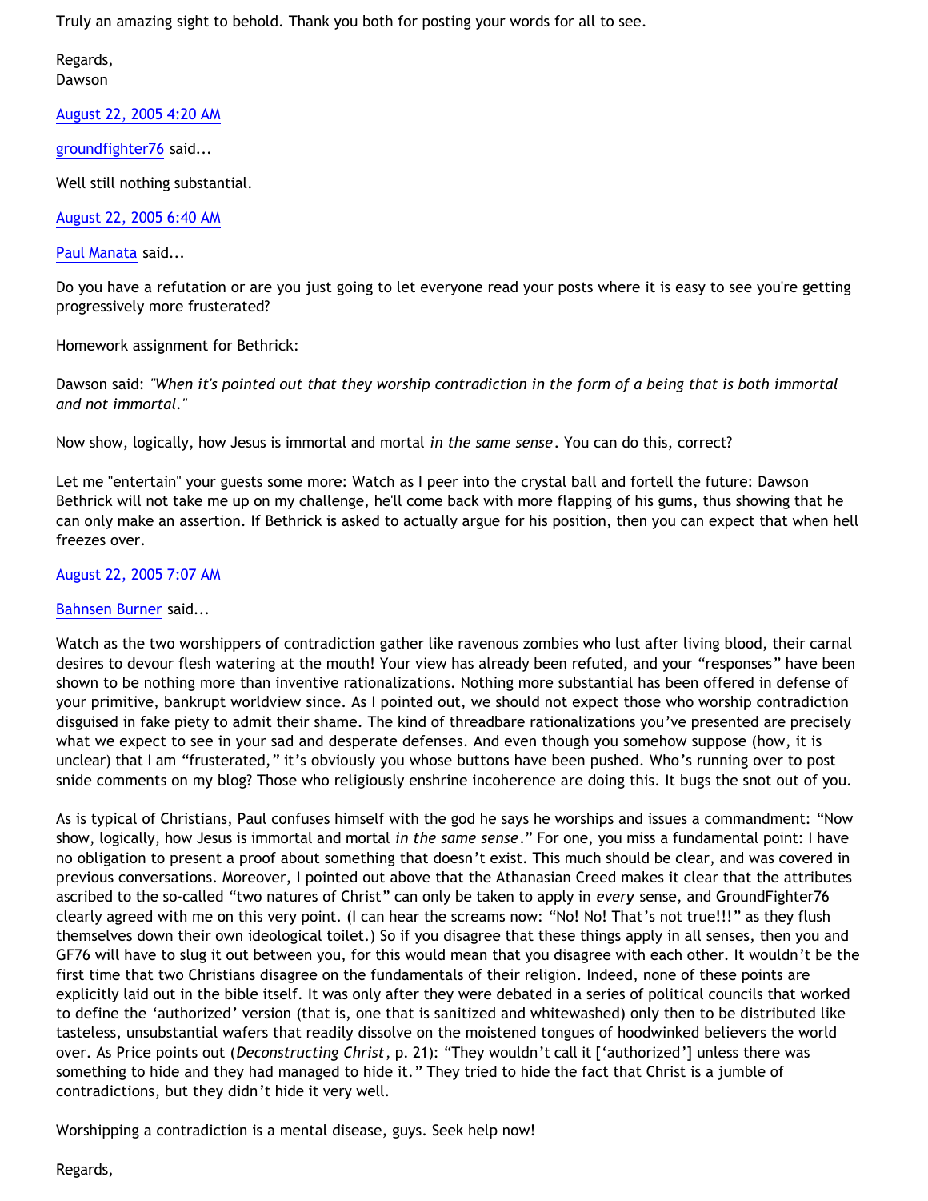Truly an amazing sight to behold. Thank you both for posting your words for all to see.

Regards,
Dawson

August 22, 2005 4:20 AM

groundfighter76 said...

Well still nothing substantial.

August 22, 2005 6:40 AM

Paul Manata said...

Do you have a refutation or are you just going to let everyone read your posts where it is easy to see you're getting progressively more frusterated?

Homework assignment for Bethrick:

Dawson said: *"When it's pointed out that they worship contradiction in the form of a being that is both immortal and not immortal."*

Now show, logically, how Jesus is immortal and mortal *in the same sense*. You can do this, correct?

Let me "entertain" your guests some more: Watch as I peer into the crystal ball and fortell the future: Dawson Bethrick will not take me up on my challenge, he'll come back with more flapping of his gums, thus showing that he can only make an assertion. If Bethrick is asked to actually argue for his position, then you can expect that when hell freezes over.

August 22, 2005 7:07 AM

Bahnsen Burner said...

Watch as the two worshippers of contradiction gather like ravenous zombies who lust after living blood, their carnal desires to devour flesh watering at the mouth! Your view has already been refuted, and your "responses" have been shown to be nothing more than inventive rationalizations. Nothing more substantial has been offered in defense of your primitive, bankrupt worldview since. As I pointed out, we should not expect those who worship contradiction disguised in fake piety to admit their shame. The kind of threadbare rationalizations you've presented are precisely what we expect to see in your sad and desperate defenses. And even though you somehow suppose (how, it is unclear) that I am "frusterated," it's obviously you whose buttons have been pushed. Who's running over to post snide comments on my blog? Those who religiously enshrine incoherence are doing this. It bugs the snot out of you.

As is typical of Christians, Paul confuses himself with the god he says he worships and issues a commandment: "Now show, logically, how Jesus is immortal and mortal *in the same sense*." For one, you miss a fundamental point: I have no obligation to present a proof about something that doesn't exist. This much should be clear, and was covered in previous conversations. Moreover, I pointed out above that the Athanasian Creed makes it clear that the attributes ascribed to the so-called "two natures of Christ" can only be taken to apply in *every* sense, and GroundFighter76 clearly agreed with me on this very point. (I can hear the screams now: "No! No! That's not true!!!" as they flush themselves down their own ideological toilet.) So if you disagree that these things apply in all senses, then you and GF76 will have to slug it out between you, for this would mean that you disagree with each other. It wouldn't be the first time that two Christians disagree on the fundamentals of their religion. Indeed, none of these points are explicitly laid out in the bible itself. It was only after they were debated in a series of political councils that worked to define the 'authorized' version (that is, one that is sanitized and whitewashed) only then to be distributed like tasteless, unsubstantial wafers that readily dissolve on the moistened tongues of hoodwinked believers the world over. As Price points out (*Deconstructing Christ*, p. 21): "They wouldn't call it ['authorized'] unless there was something to hide and they had managed to hide it." They tried to hide the fact that Christ is a jumble of contradictions, but they didn't hide it very well.

Worshipping a contradiction is a mental disease, guys. Seek help now!

Regards,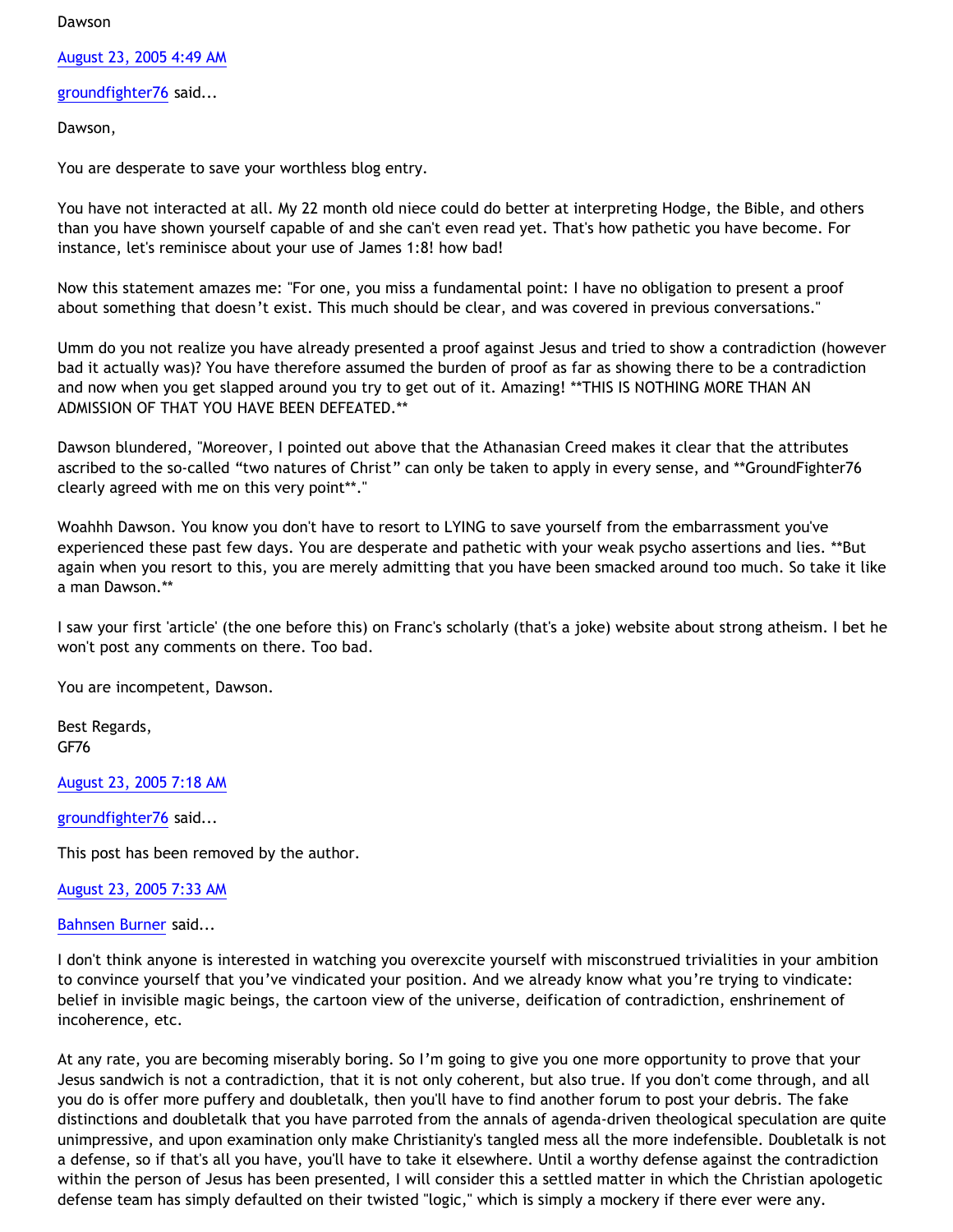Dawson

August 23, 2005 4:49 AM

groundfighter76 said...

Dawson,

You are desperate to save your worthless blog entry.

You have not interacted at all. My 22 month old niece could do better at interpreting Hodge, the Bible, and others than you have shown yourself capable of and she can't even read yet. That's how pathetic you have become. For instance, let's reminisce about your use of James 1:8! how bad!

Now this statement amazes me: "For one, you miss a fundamental point: I have no obligation to present a proof about something that doesn't exist. This much should be clear, and was covered in previous conversations."

Umm do you not realize you have already presented a proof against Jesus and tried to show a contradiction (however bad it actually was)? You have therefore assumed the burden of proof as far as showing there to be a contradiction and now when you get slapped around you try to get out of it. Amazing! **THIS IS NOTHING MORE THAN AN ADMISSION OF THAT YOU HAVE BEEN DEFEATED.**

Dawson blundered, "Moreover, I pointed out above that the Athanasian Creed makes it clear that the attributes ascribed to the so-called "two natures of Christ" can only be taken to apply in every sense, and **GroundFighter76 clearly agreed with me on this very point**."

Woahhh Dawson. You know you don't have to resort to LYING to save yourself from the embarrassment you've experienced these past few days. You are desperate and pathetic with your weak psycho assertions and lies. **But again when you resort to this, you are merely admitting that you have been smacked around too much. So take it like a man Dawson.**

I saw your first 'article' (the one before this) on Franc's scholarly (that's a joke) website about strong atheism. I bet he won't post any comments on there. Too bad.

You are incompetent, Dawson.

Best Regards,
GF76

August 23, 2005 7:18 AM

groundfighter76 said...

This post has been removed by the author.

August 23, 2005 7:33 AM

Bahnsen Burner said...

I don't think anyone is interested in watching you overexcite yourself with misconstrued trivialities in your ambition to convince yourself that you've vindicated your position. And we already know what you're trying to vindicate: belief in invisible magic beings, the cartoon view of the universe, deification of contradiction, enshrinement of incoherence, etc.

At any rate, you are becoming miserably boring. So I'm going to give you one more opportunity to prove that your Jesus sandwich is not a contradiction, that it is not only coherent, but also true. If you don't come through, and all you do is offer more puffery and doubletalk, then you'll have to find another forum to post your debris. The fake distinctions and doubletalk that you have parroted from the annals of agenda-driven theological speculation are quite unimpressive, and upon examination only make Christianity's tangled mess all the more indefensible. Doubletalk is not a defense, so if that's all you have, you'll have to take it elsewhere. Until a worthy defense against the contradiction within the person of Jesus has been presented, I will consider this a settled matter in which the Christian apologetic defense team has simply defaulted on their twisted "logic," which is simply a mockery if there ever were any.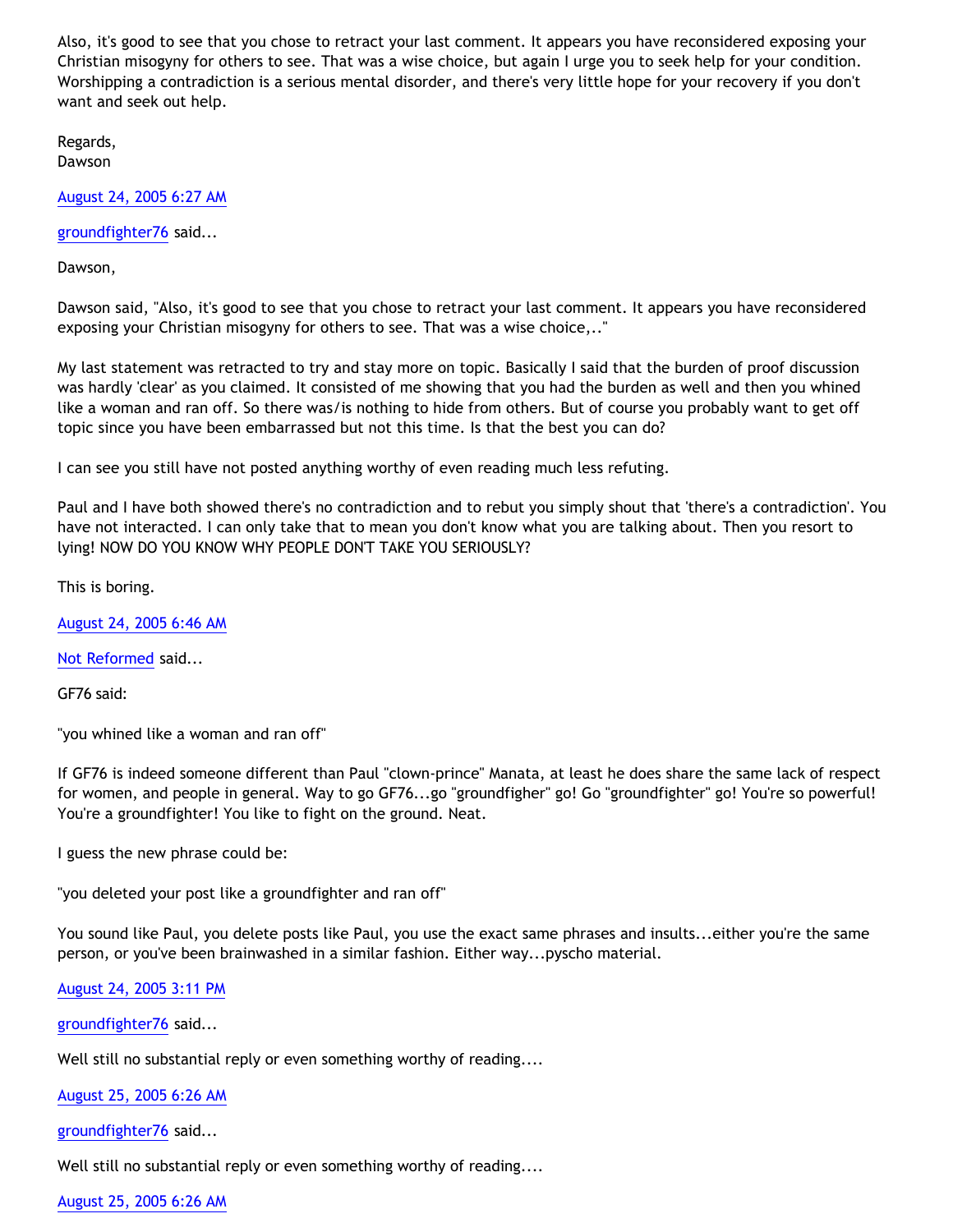Also, it's good to see that you chose to retract your last comment. It appears you have reconsidered exposing your Christian misogyny for others to see. That was a wise choice, but again I urge you to seek help for your condition. Worshipping a contradiction is a serious mental disorder, and there's very little hope for your recovery if you don't want and seek out help.

Regards,
Dawson

August 24, 2005 6:27 AM

groundfighter76 said...

Dawson,

Dawson said, "Also, it's good to see that you chose to retract your last comment. It appears you have reconsidered exposing your Christian misogyny for others to see. That was a wise choice,.."

My last statement was retracted to try and stay more on topic. Basically I said that the burden of proof discussion was hardly 'clear' as you claimed. It consisted of me showing that you had the burden as well and then you whined like a woman and ran off. So there was/is nothing to hide from others. But of course you probably want to get off topic since you have been embarrassed but not this time. Is that the best you can do?

I can see you still have not posted anything worthy of even reading much less refuting.

Paul and I have both showed there's no contradiction and to rebut you simply shout that 'there's a contradiction'. You have not interacted. I can only take that to mean you don't know what you are talking about. Then you resort to lying! NOW DO YOU KNOW WHY PEOPLE DON'T TAKE YOU SERIOUSLY?

This is boring.

August 24, 2005 6:46 AM

Not Reformed said...

GF76 said:

"you whined like a woman and ran off"

If GF76 is indeed someone different than Paul "clown-prince" Manata, at least he does share the same lack of respect for women, and people in general. Way to go GF76...go "groundfigher" go! Go "groundfighter" go! You're so powerful! You're a groundfighter! You like to fight on the ground. Neat.

I guess the new phrase could be:

"you deleted your post like a groundfighter and ran off"

You sound like Paul, you delete posts like Paul, you use the exact same phrases and insults...either you're the same person, or you've been brainwashed in a similar fashion. Either way...pyscho material.

August 24, 2005 3:11 PM

groundfighter76 said...

Well still no substantial reply or even something worthy of reading....

August 25, 2005 6:26 AM

groundfighter76 said...

Well still no substantial reply or even something worthy of reading....

August 25, 2005 6:26 AM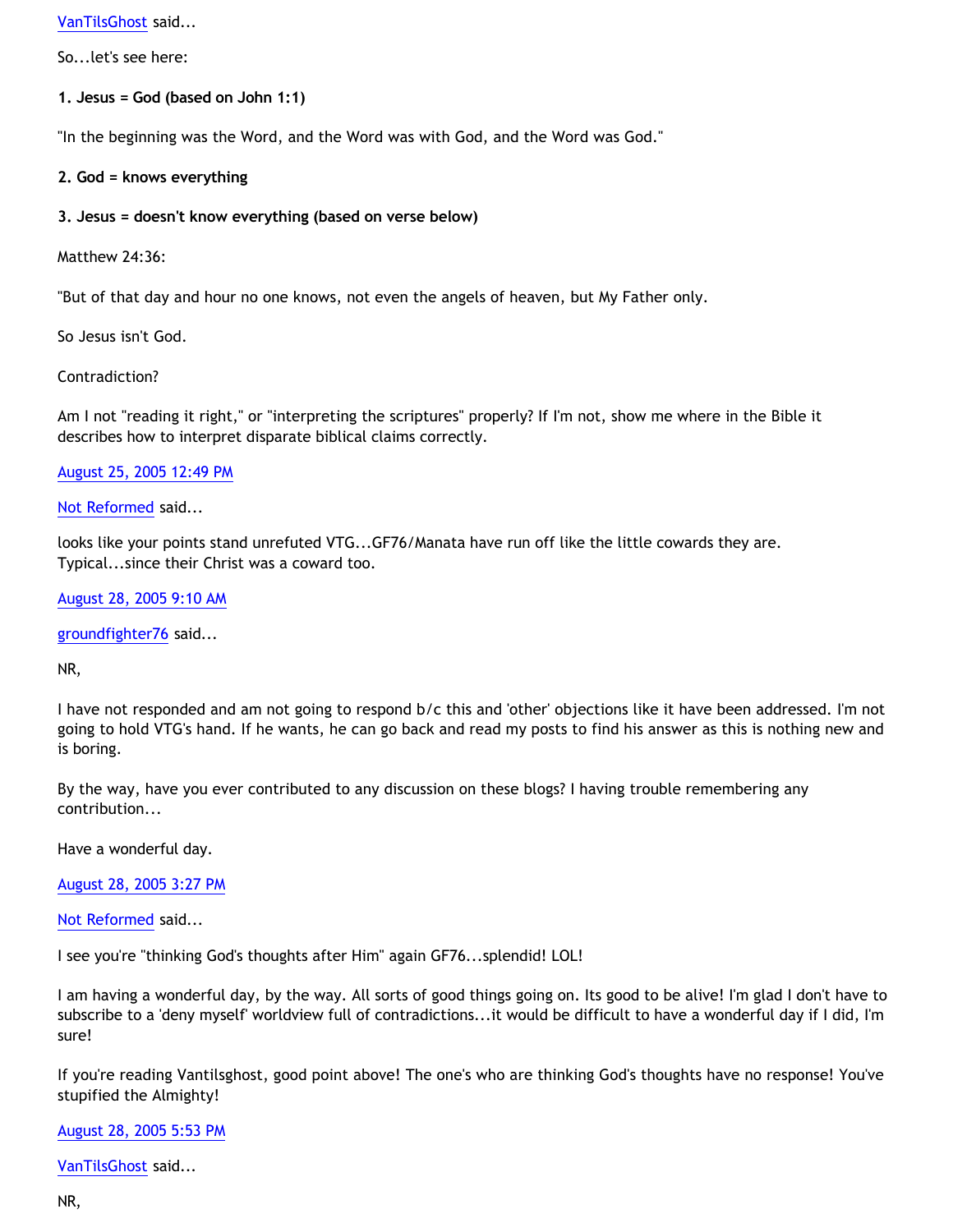VanTilsGhost said...

So...let's see here:

**1. Jesus = God (based on John 1:1)**

"In the beginning was the Word, and the Word was with God, and the Word was God."

**2. God = knows everything**

**3. Jesus = doesn't know everything (based on verse below)**

Matthew 24:36:

"But of that day and hour no one knows, not even the angels of heaven, but My Father only.

So Jesus isn't God.

Contradiction?

Am I not "reading it right," or "interpreting the scriptures" properly? If I'm not, show me where in the Bible it describes how to interpret disparate biblical claims correctly.

August 25, 2005 12:49 PM

Not Reformed said...

looks like your points stand unrefuted VTG...GF76/Manata have run off like the little cowards they are. Typical...since their Christ was a coward too.

August 28, 2005 9:10 AM

groundfighter76 said...

NR,

I have not responded and am not going to respond b/c this and 'other' objections like it have been addressed. I'm not going to hold VTG's hand. If he wants, he can go back and read my posts to find his answer as this is nothing new and is boring.

By the way, have you ever contributed to any discussion on these blogs? I having trouble remembering any contribution...

Have a wonderful day.

August 28, 2005 3:27 PM

Not Reformed said...

I see you're "thinking God's thoughts after Him" again GF76...splendid! LOL!

I am having a wonderful day, by the way. All sorts of good things going on. Its good to be alive! I'm glad I don't have to subscribe to a 'deny myself' worldview full of contradictions...it would be difficult to have a wonderful day if I did, I'm sure!

If you're reading Vantilsghost, good point above! The one's who are thinking God's thoughts have no response! You've stupified the Almighty!

August 28, 2005 5:53 PM

VanTilsGhost said...

NR,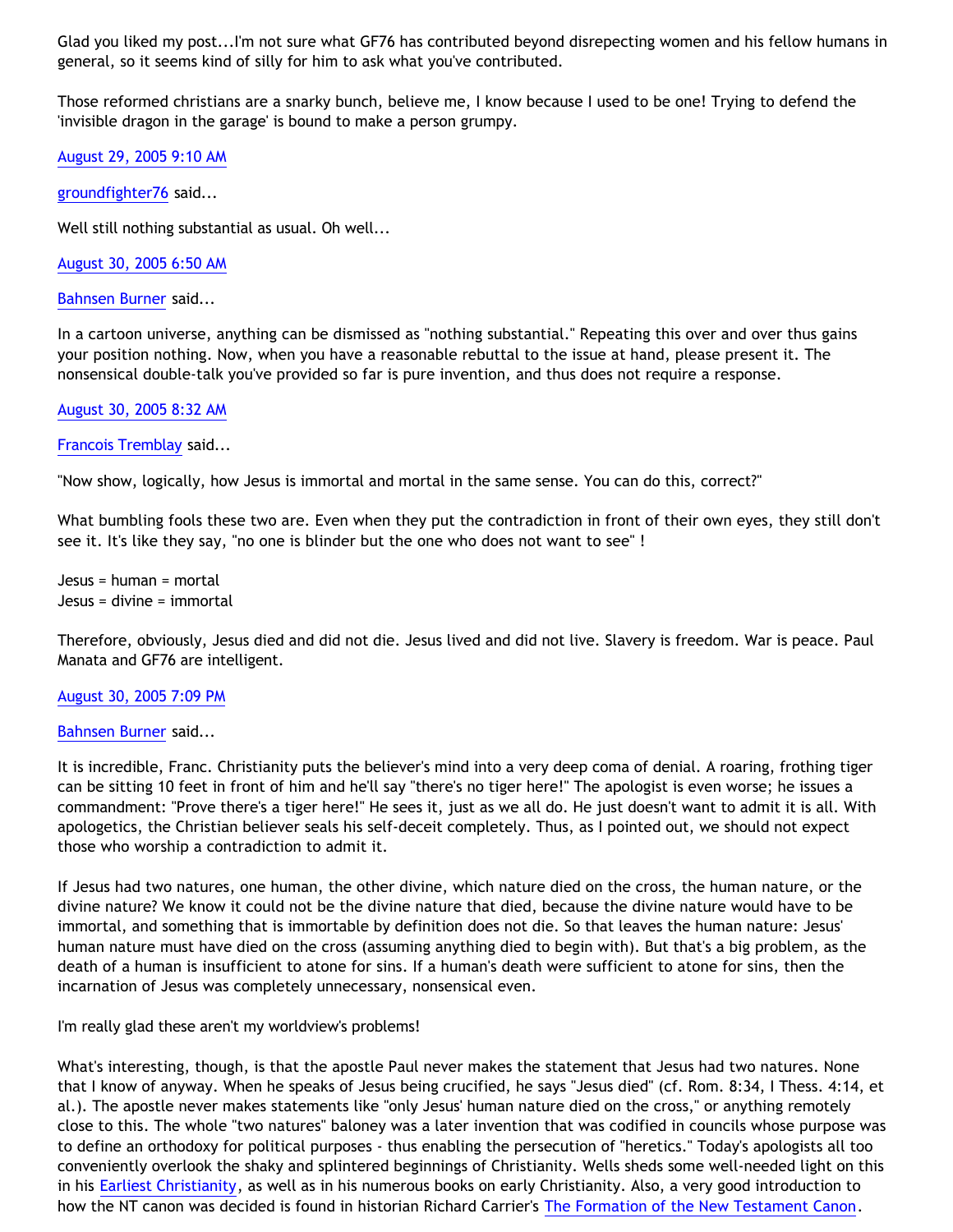Glad you liked my post...I'm not sure what GF76 has contributed beyond disrepecting women and his fellow humans in general, so it seems kind of silly for him to ask what you've contributed.

Those reformed christians are a snarky bunch, believe me, I know because I used to be one! Trying to defend the 'invisible dragon in the garage' is bound to make a person grumpy.

August 29, 2005 9:10 AM

groundfighter76 said...

Well still nothing substantial as usual. Oh well...

August 30, 2005 6:50 AM

Bahnsen Burner said...

In a cartoon universe, anything can be dismissed as "nothing substantial." Repeating this over and over thus gains your position nothing. Now, when you have a reasonable rebuttal to the issue at hand, please present it. The nonsensical double-talk you've provided so far is pure invention, and thus does not require a response.

August 30, 2005 8:32 AM

Francois Tremblay said...

"Now show, logically, how Jesus is immortal and mortal in the same sense. You can do this, correct?"

What bumbling fools these two are. Even when they put the contradiction in front of their own eyes, they still don't see it. It's like they say, "no one is blinder but the one who does not want to see" !

Jesus = human = mortal
Jesus = divine = immortal

Therefore, obviously, Jesus died and did not die. Jesus lived and did not live. Slavery is freedom. War is peace. Paul Manata and GF76 are intelligent.

August 30, 2005 7:09 PM

Bahnsen Burner said...

It is incredible, Franc. Christianity puts the believer's mind into a very deep coma of denial. A roaring, frothing tiger can be sitting 10 feet in front of him and he'll say "there's no tiger here!" The apologist is even worse; he issues a commandment: "Prove there's a tiger here!" He sees it, just as we all do. He just doesn't want to admit it is all. With apologetics, the Christian believer seals his self-deceit completely. Thus, as I pointed out, we should not expect those who worship a contradiction to admit it.

If Jesus had two natures, one human, the other divine, which nature died on the cross, the human nature, or the divine nature? We know it could not be the divine nature that died, because the divine nature would have to be immortal, and something that is immortable by definition does not die. So that leaves the human nature: Jesus' human nature must have died on the cross (assuming anything died to begin with). But that's a big problem, as the death of a human is insufficient to atone for sins. If a human's death were sufficient to atone for sins, then the incarnation of Jesus was completely unnecessary, nonsensical even.

I'm really glad these aren't my worldview's problems!

What's interesting, though, is that the apostle Paul never makes the statement that Jesus had two natures. None that I know of anyway. When he speaks of Jesus being crucified, he says "Jesus died" (cf. Rom. 8:34, I Thess. 4:14, et al.). The apostle never makes statements like "only Jesus' human nature died on the cross," or anything remotely close to this. The whole "two natures" baloney was a later invention that was codified in councils whose purpose was to define an orthodoxy for political purposes - thus enabling the persecution of "heretics." Today's apologists all too conveniently overlook the shaky and splintered beginnings of Christianity. Wells sheds some well-needed light on this in his Earliest Christianity, as well as in his numerous books on early Christianity. Also, a very good introduction to how the NT canon was decided is found in historian Richard Carrier's The Formation of the New Testament Canon.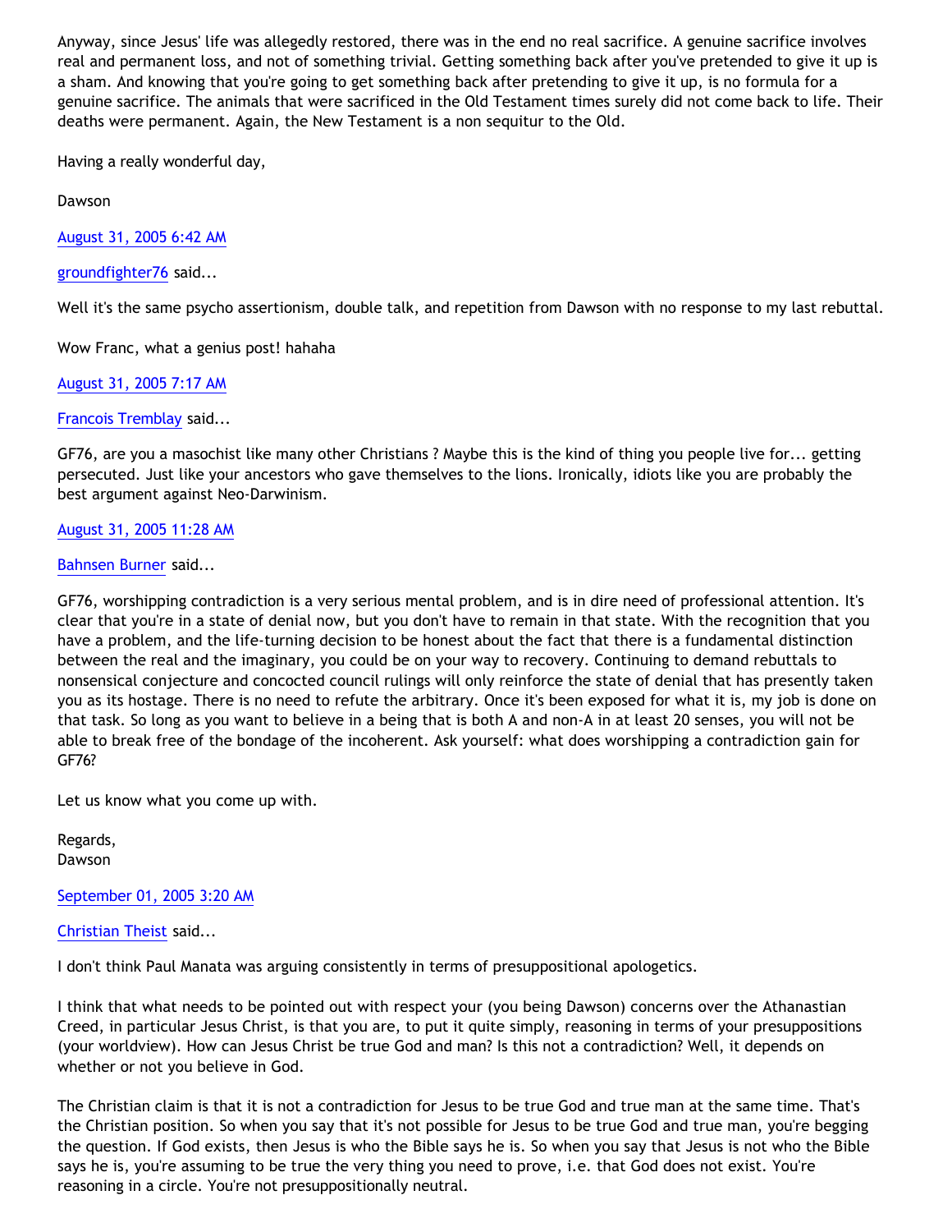Anyway, since Jesus' life was allegedly restored, there was in the end no real sacrifice. A genuine sacrifice involves real and permanent loss, and not of something trivial. Getting something back after you've pretended to give it up is a sham. And knowing that you're going to get something back after pretending to give it up, is no formula for a genuine sacrifice. The animals that were sacrificed in the Old Testament times surely did not come back to life. Their deaths were permanent. Again, the New Testament is a non sequitur to the Old.

Having a really wonderful day,

Dawson

August 31, 2005 6:42 AM

groundfighter76 said...

Well it's the same psycho assertionism, double talk, and repetition from Dawson with no response to my last rebuttal.

Wow Franc, what a genius post! hahaha

August 31, 2005 7:17 AM

Francois Tremblay said...

GF76, are you a masochist like many other Christians ? Maybe this is the kind of thing you people live for... getting persecuted. Just like your ancestors who gave themselves to the lions. Ironically, idiots like you are probably the best argument against Neo-Darwinism.

August 31, 2005 11:28 AM

Bahnsen Burner said...

GF76, worshipping contradiction is a very serious mental problem, and is in dire need of professional attention. It's clear that you're in a state of denial now, but you don't have to remain in that state. With the recognition that you have a problem, and the life-turning decision to be honest about the fact that there is a fundamental distinction between the real and the imaginary, you could be on your way to recovery. Continuing to demand rebuttals to nonsensical conjecture and concocted council rulings will only reinforce the state of denial that has presently taken you as its hostage. There is no need to refute the arbitrary. Once it's been exposed for what it is, my job is done on that task. So long as you want to believe in a being that is both A and non-A in at least 20 senses, you will not be able to break free of the bondage of the incoherent. Ask yourself: what does worshipping a contradiction gain for GF76?

Let us know what you come up with.

Regards,
Dawson

September 01, 2005 3:20 AM

Christian Theist said...

I don't think Paul Manata was arguing consistently in terms of presuppositional apologetics.

I think that what needs to be pointed out with respect your (you being Dawson) concerns over the Athanastian Creed, in particular Jesus Christ, is that you are, to put it quite simply, reasoning in terms of your presuppositions (your worldview). How can Jesus Christ be true God and man? Is this not a contradiction? Well, it depends on whether or not you believe in God.

The Christian claim is that it is not a contradiction for Jesus to be true God and true man at the same time. That's the Christian position. So when you say that it's not possible for Jesus to be true God and true man, you're begging the question. If God exists, then Jesus is who the Bible says he is. So when you say that Jesus is not who the Bible says he is, you're assuming to be true the very thing you need to prove, i.e. that God does not exist. You're reasoning in a circle. You're not presuppositionally neutral.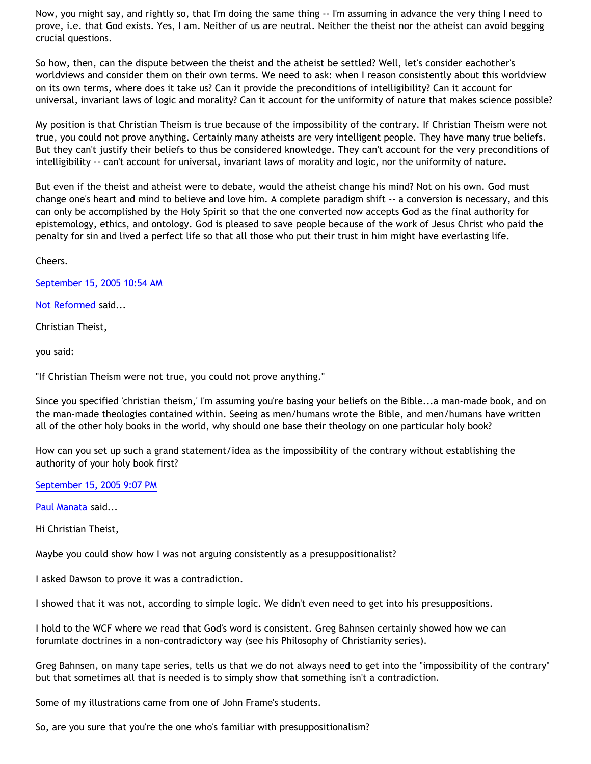Now, you might say, and rightly so, that I'm doing the same thing -- I'm assuming in advance the very thing I need to prove, i.e. that God exists. Yes, I am. Neither of us are neutral. Neither the theist nor the atheist can avoid begging crucial questions.

So how, then, can the dispute between the theist and the atheist be settled? Well, let's consider eachother's worldviews and consider them on their own terms. We need to ask: when I reason consistently about this worldview on its own terms, where does it take us? Can it provide the preconditions of intelligibility? Can it account for universal, invariant laws of logic and morality? Can it account for the uniformity of nature that makes science possible?

My position is that Christian Theism is true because of the impossibility of the contrary. If Christian Theism were not true, you could not prove anything. Certainly many atheists are very intelligent people. They have many true beliefs. But they can't justify their beliefs to thus be considered knowledge. They can't account for the very preconditions of intelligibility -- can't account for universal, invariant laws of morality and logic, nor the uniformity of nature.

But even if the theist and atheist were to debate, would the atheist change his mind? Not on his own. God must change one's heart and mind to believe and love him. A complete paradigm shift -- a conversion is necessary, and this can only be accomplished by the Holy Spirit so that the one converted now accepts God as the final authority for epistemology, ethics, and ontology. God is pleased to save people because of the work of Jesus Christ who paid the penalty for sin and lived a perfect life so that all those who put their trust in him might have everlasting life.

Cheers.

September 15, 2005 10:54 AM

Not Reformed said...

Christian Theist,

you said:

"If Christian Theism were not true, you could not prove anything."

Since you specified 'christian theism,' I'm assuming you're basing your beliefs on the Bible...a man-made book, and on the man-made theologies contained within. Seeing as men/humans wrote the Bible, and men/humans have written all of the other holy books in the world, why should one base their theology on one particular holy book?

How can you set up such a grand statement/idea as the impossibility of the contrary without establishing the authority of your holy book first?

September 15, 2005 9:07 PM

Paul Manata said...

Hi Christian Theist,

Maybe you could show how I was not arguing consistently as a presuppositionalist?

I asked Dawson to prove it was a contradiction.

I showed that it was not, according to simple logic. We didn't even need to get into his presuppositions.

I hold to the WCF where we read that God's word is consistent. Greg Bahnsen certainly showed how we can forumlate doctrines in a non-contradictory way (see his Philosophy of Christianity series).

Greg Bahnsen, on many tape series, tells us that we do not always need to get into the "impossibility of the contrary" but that sometimes all that is needed is to simply show that something isn't a contradiction.

Some of my illustrations came from one of John Frame's students.

So, are you sure that you're the one who's familiar with presuppositionalism?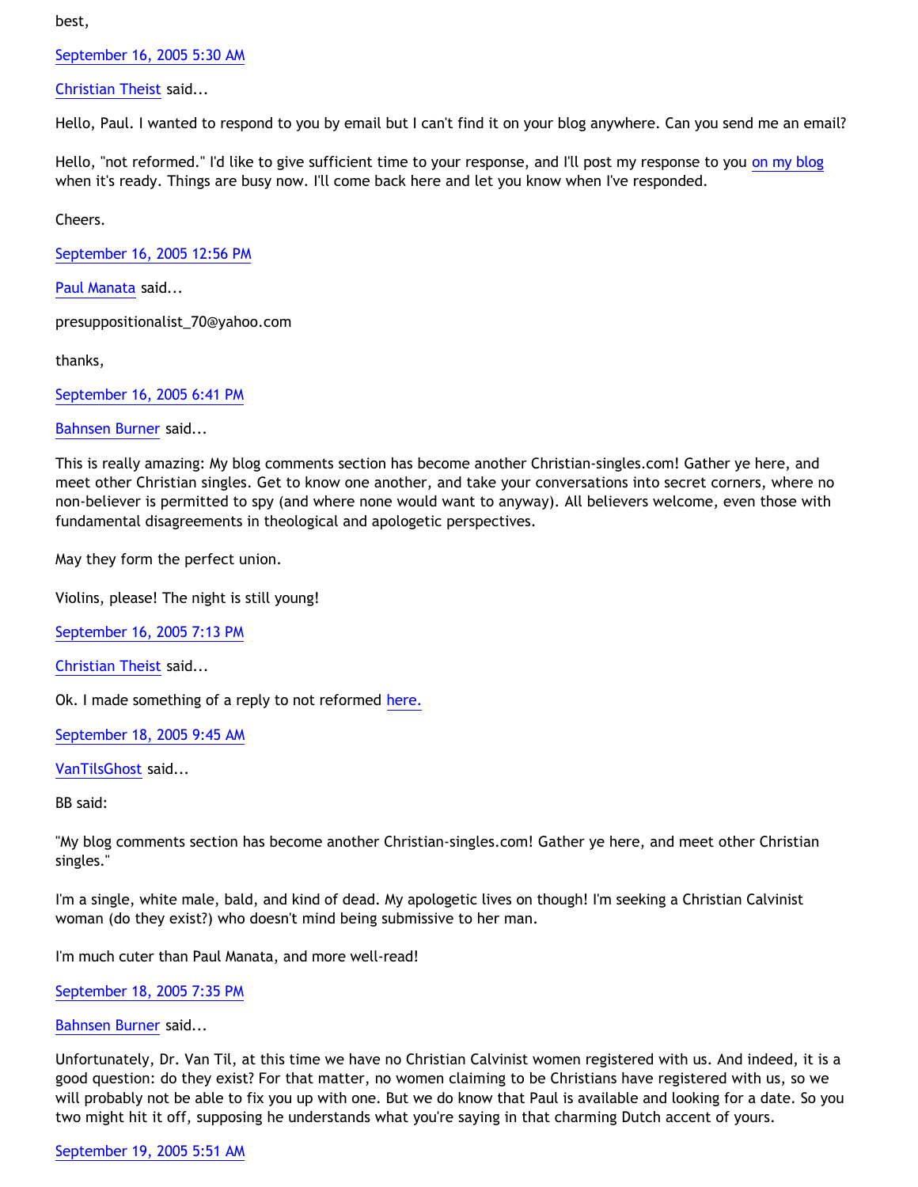best,

September 16, 2005 5:30 AM

Christian Theist said...

Hello, Paul. I wanted to respond to you by email but I can't find it on your blog anywhere. Can you send me an email?

Hello, "not reformed." I'd like to give sufficient time to your response, and I'll post my response to you on my blog when it's ready. Things are busy now. I'll come back here and let you know when I've responded.

Cheers.

September 16, 2005 12:56 PM

Paul Manata said...

presuppositionalist_70@yahoo.com

thanks,

September 16, 2005 6:41 PM

Bahnsen Burner said...

This is really amazing: My blog comments section has become another Christian-singles.com! Gather ye here, and meet other Christian singles. Get to know one another, and take your conversations into secret corners, where no non-believer is permitted to spy (and where none would want to anyway). All believers welcome, even those with fundamental disagreements in theological and apologetic perspectives.

May they form the perfect union.

Violins, please! The night is still young!

September 16, 2005 7:13 PM

Christian Theist said...

Ok. I made something of a reply to not reformed here.

September 18, 2005 9:45 AM

VanTilsGhost said...

BB said:

"My blog comments section has become another Christian-singles.com! Gather ye here, and meet other Christian singles."

I'm a single, white male, bald, and kind of dead. My apologetic lives on though! I'm seeking a Christian Calvinist woman (do they exist?) who doesn't mind being submissive to her man.

I'm much cuter than Paul Manata, and more well-read!

September 18, 2005 7:35 PM

Bahnsen Burner said...

Unfortunately, Dr. Van Til, at this time we have no Christian Calvinist women registered with us. And indeed, it is a good question: do they exist? For that matter, no women claiming to be Christians have registered with us, so we will probably not be able to fix you up with one. But we do know that Paul is available and looking for a date. So you two might hit it off, supposing he understands what you're saying in that charming Dutch accent of yours.

September 19, 2005 5:51 AM